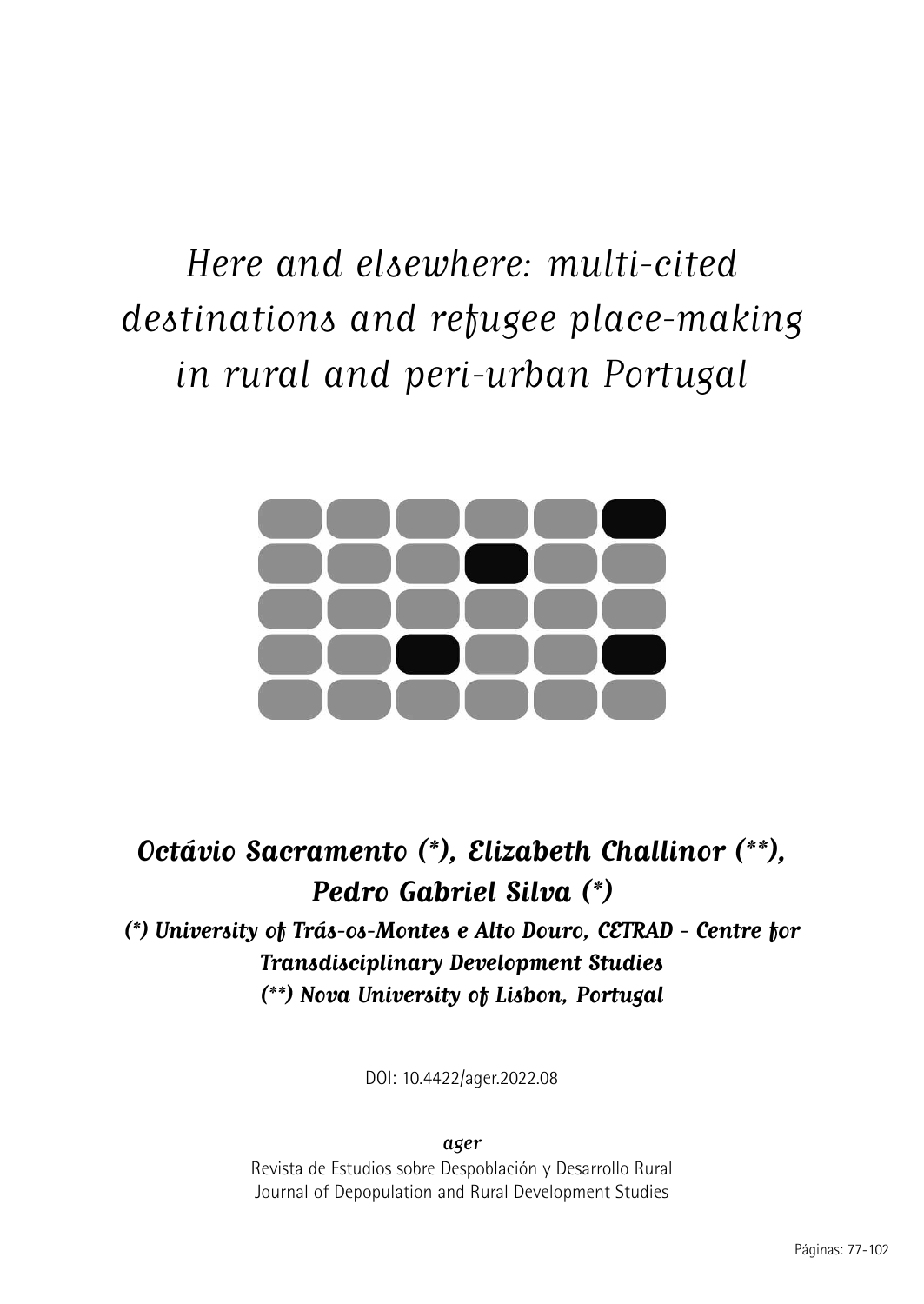# *Here and elsewhere: multi-cited destinations and refugee place-making in rural and peri-urban Portugal*

***Octávio Sacramento (\*), Elizabeth Challinor (\*\*), Pedro Gabriel Silva (\*)***

***(\*) University of Trás-os-Montes e Alto Douro, CETRAD - Centre for Transdisciplinary Development Studies***
***(\*\*) Nova University of Lisbon, Portugal***

DOI: 10.4422/ager.2022.08

*ager*
Revista de Estudios sobre Despoblación y Desarrollo Rural
Journal of Depopulation and Rural Development Studies

Páginas: 77-102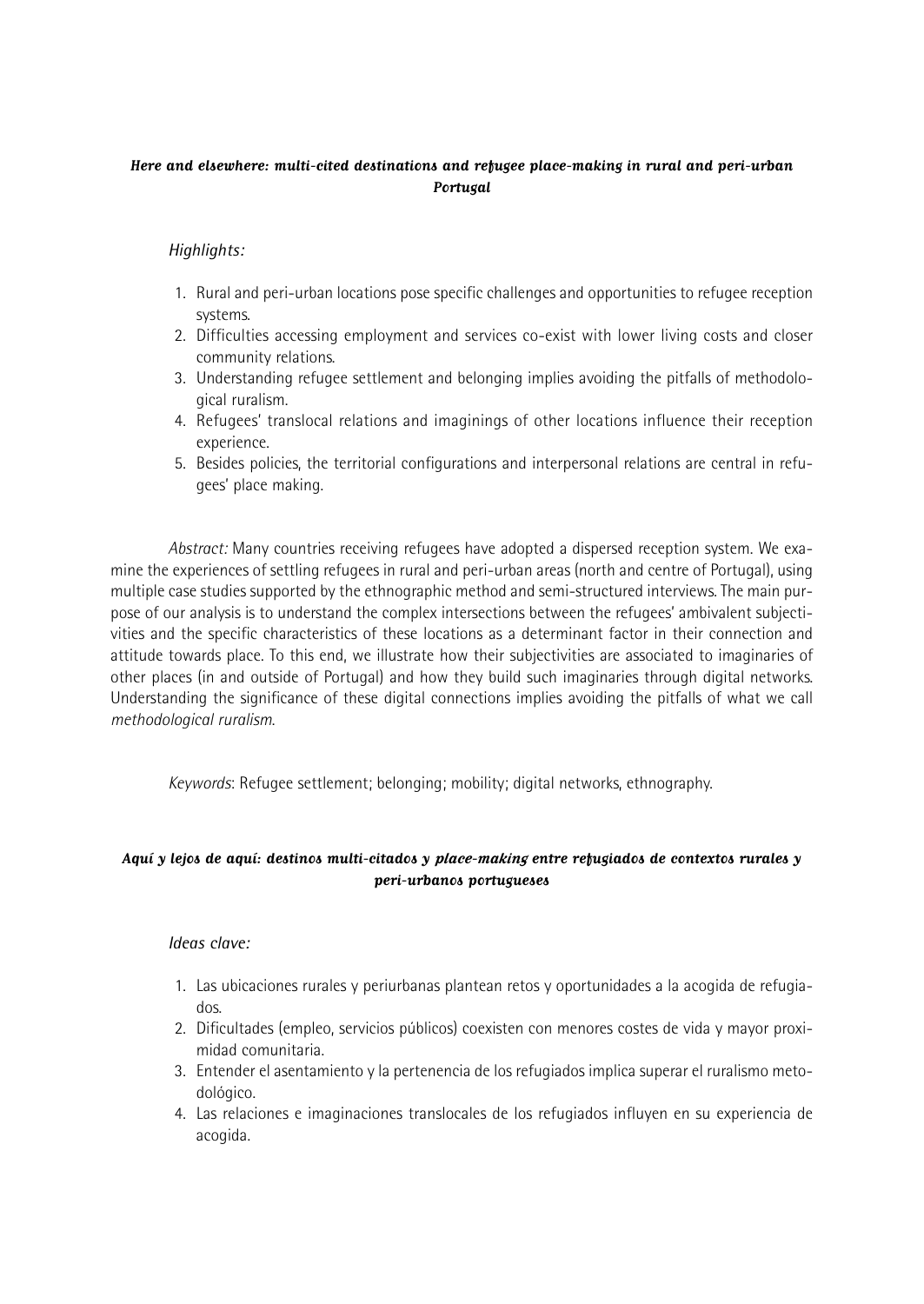***Here and elsewhere: multi-cited destinations and refugee place-making in rural and peri-urban Portugal***

*Highlights:*

1. Rural and peri-urban locations pose specific challenges and opportunities to refugee reception systems.
2. Difficulties accessing employment and services co-exist with lower living costs and closer community relations.
3. Understanding refugee settlement and belonging implies avoiding the pitfalls of methodological ruralism.
4. Refugees' translocal relations and imaginings of other locations influence their reception experience.
5. Besides policies, the territorial configurations and interpersonal relations are central in refugees' place making.

*Abstract:* Many countries receiving refugees have adopted a dispersed reception system. We examine the experiences of settling refugees in rural and peri-urban areas (north and centre of Portugal), using multiple case studies supported by the ethnographic method and semi-structured interviews. The main purpose of our analysis is to understand the complex intersections between the refugees' ambivalent subjectivities and the specific characteristics of these locations as a determinant factor in their connection and attitude towards place. To this end, we illustrate how their subjectivities are associated to imaginaries of other places (in and outside of Portugal) and how they build such imaginaries through digital networks. Understanding the significance of these digital connections implies avoiding the pitfalls of what we call *methodological ruralism*.

*Keywords*: Refugee settlement; belonging; mobility; digital networks, ethnography.

***Aquí y lejos de aquí: destinos multi-citados y place-making entre refugiados de contextos rurales y peri-urbanos portugueses***

*Ideas clave:*

1. Las ubicaciones rurales y periurbanas plantean retos y oportunidades a la acogida de refugiados.
2. Dificultades (empleo, servicios públicos) coexisten con menores costes de vida y mayor proximidad comunitaria.
3. Entender el asentamiento y la pertenencia de los refugiados implica superar el ruralismo metodológico.
4. Las relaciones e imaginaciones translocales de los refugiados influyen en su experiencia de acogida.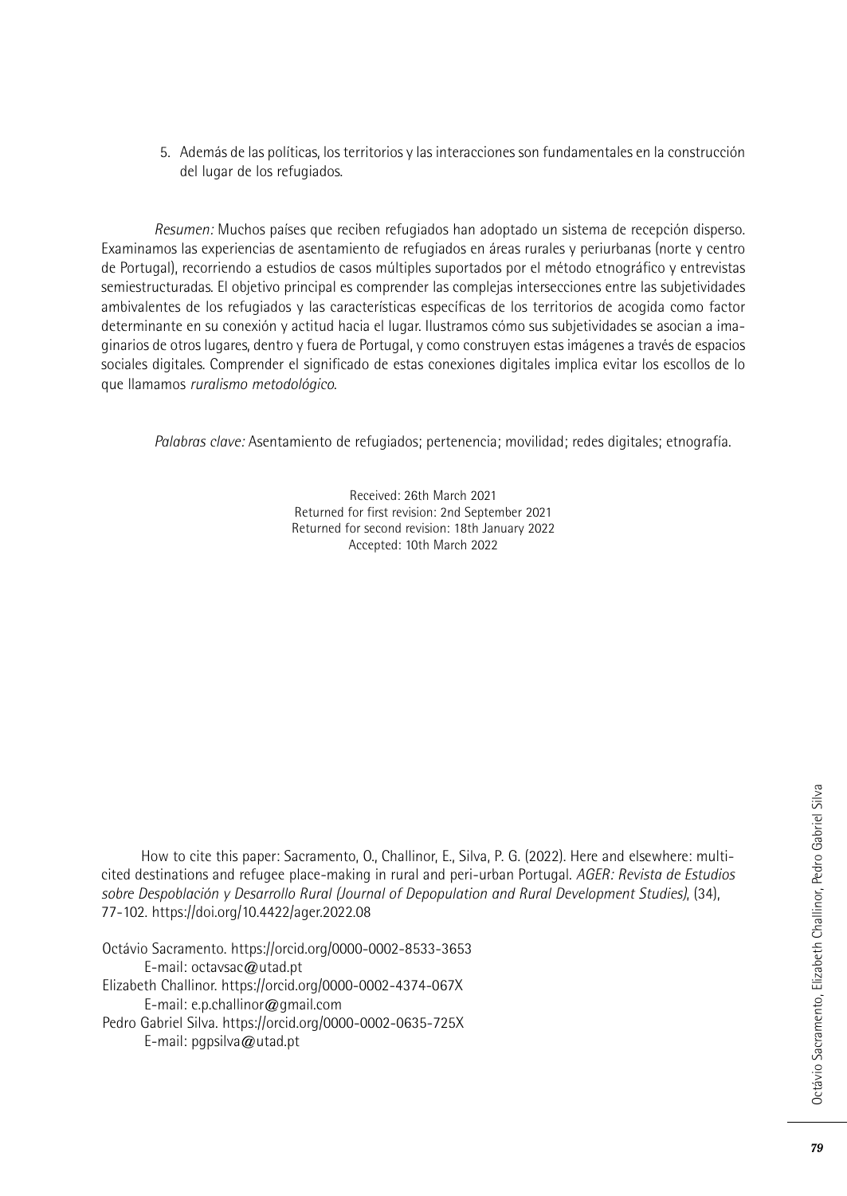5. Además de las políticas, los territorios y las interacciones son fundamentales en la construcción del lugar de los refugiados.

*Resumen:* Muchos países que reciben refugiados han adoptado un sistema de recepción disperso. Examinamos las experiencias de asentamiento de refugiados en áreas rurales y periurbanas (norte y centro de Portugal), recorriendo a estudios de casos múltiples suportados por el método etnográfico y entrevistas semiestructuradas. El objetivo principal es comprender las complejas intersecciones entre las subjetividades ambivalentes de los refugiados y las características específicas de los territorios de acogida como factor determinante en su conexión y actitud hacia el lugar. Ilustramos cómo sus subjetividades se asocian a imaginarios de otros lugares, dentro y fuera de Portugal, y como construyen estas imágenes a través de espacios sociales digitales. Comprender el significado de estas conexiones digitales implica evitar los escollos de lo que llamamos *ruralismo metodológico*.

*Palabras clave:* Asentamiento de refugiados; pertenencia; movilidad; redes digitales; etnografía.

Received: 26th March 2021
Returned for first revision: 2nd September 2021
Returned for second revision: 18th January 2022
Accepted: 10th March 2022

How to cite this paper: Sacramento, O., Challinor, E., Silva, P. G. (2022). Here and elsewhere: multi-cited destinations and refugee place-making in rural and peri-urban Portugal. *AGER: Revista de Estudios sobre Despoblación y Desarrollo Rural (Journal of Depopulation and Rural Development Studies)*, (34), 77-102. https://doi.org/10.4422/ager.2022.08

Octávio Sacramento. https://orcid.org/0000-0002-8533-3653
E-mail: octavsac@utad.pt
Elizabeth Challinor. https://orcid.org/0000-0002-4374-067X
E-mail: e.p.challinor@gmail.com
Pedro Gabriel Silva. https://orcid.org/0000-0002-0635-725X
E-mail: pgpsilva@utad.pt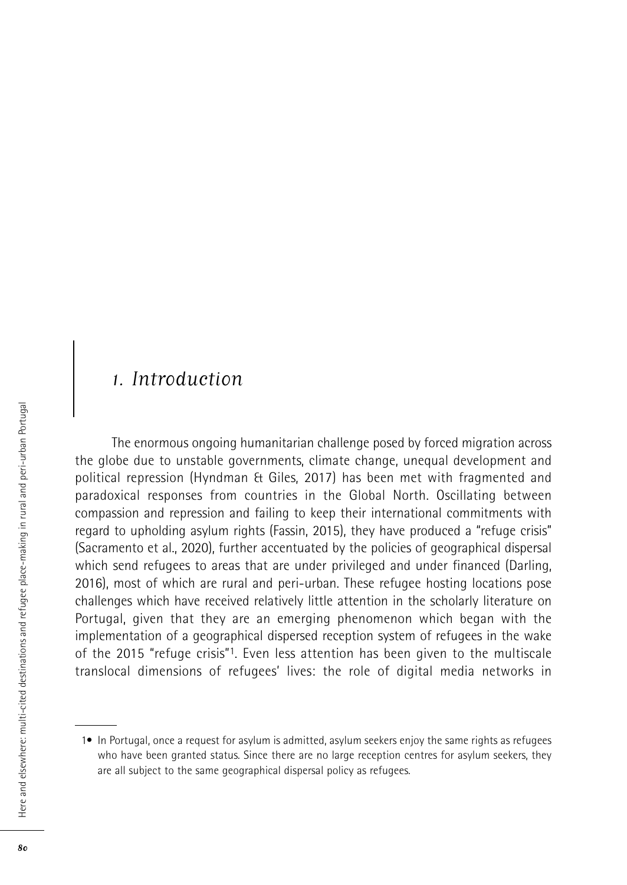# 1. Introduction

The enormous ongoing humanitarian challenge posed by forced migration across the globe due to unstable governments, climate change, unequal development and political repression (Hyndman & Giles, 2017) has been met with fragmented and paradoxical responses from countries in the Global North. Oscillating between compassion and repression and failing to keep their international commitments with regard to upholding asylum rights (Fassin, 2015), they have produced a "refuge crisis" (Sacramento et al., 2020), further accentuated by the policies of geographical dispersal which send refugees to areas that are under privileged and under financed (Darling, 2016), most of which are rural and peri-urban. These refugee hosting locations pose challenges which have received relatively little attention in the scholarly literature on Portugal, given that they are an emerging phenomenon which began with the implementation of a geographical dispersed reception system of refugees in the wake of the 2015 "refuge crisis"[1]. Even less attention has been given to the multiscale translocal dimensions of refugees' lives: the role of digital media networks in

---

[1] In Portugal, once a request for asylum is admitted, asylum seekers enjoy the same rights as refugees who have been granted status. Since there are no large reception centres for asylum seekers, they are all subject to the same geographical dispersal policy as refugees.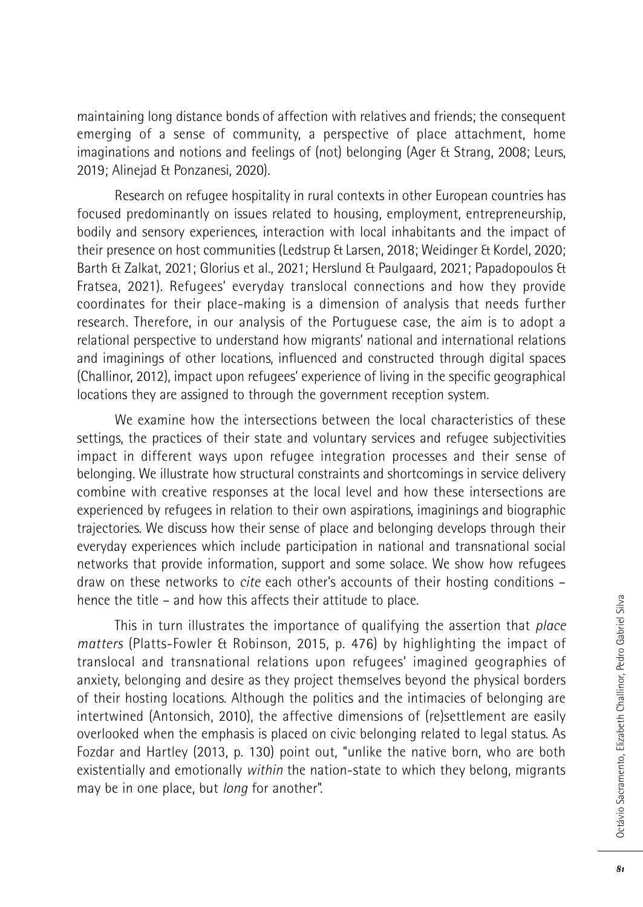maintaining long distance bonds of affection with relatives and friends; the consequent emerging of a sense of community, a perspective of place attachment, home imaginations and notions and feelings of (not) belonging (Ager & Strang, 2008; Leurs, 2019; Alinejad & Ponzanesi, 2020).

Research on refugee hospitality in rural contexts in other European countries has focused predominantly on issues related to housing, employment, entrepreneurship, bodily and sensory experiences, interaction with local inhabitants and the impact of their presence on host communities (Ledstrup & Larsen, 2018; Weidinger & Kordel, 2020; Barth & Zalkat, 2021; Glorius et al., 2021; Herslund & Paulgaard, 2021; Papadopoulos & Fratsea, 2021). Refugees' everyday translocal connections and how they provide coordinates for their place-making is a dimension of analysis that needs further research. Therefore, in our analysis of the Portuguese case, the aim is to adopt a relational perspective to understand how migrants' national and international relations and imaginings of other locations, influenced and constructed through digital spaces (Challinor, 2012), impact upon refugees' experience of living in the specific geographical locations they are assigned to through the government reception system.

We examine how the intersections between the local characteristics of these settings, the practices of their state and voluntary services and refugee subjectivities impact in different ways upon refugee integration processes and their sense of belonging. We illustrate how structural constraints and shortcomings in service delivery combine with creative responses at the local level and how these intersections are experienced by refugees in relation to their own aspirations, imaginings and biographic trajectories. We discuss how their sense of place and belonging develops through their everyday experiences which include participation in national and transnational social networks that provide information, support and some solace. We show how refugees draw on these networks to *cite* each other's accounts of their hosting conditions – hence the title – and how this affects their attitude to place.

This in turn illustrates the importance of qualifying the assertion that *place matters* (Platts-Fowler & Robinson, 2015, p. 476) by highlighting the impact of translocal and transnational relations upon refugees' imagined geographies of anxiety, belonging and desire as they project themselves beyond the physical borders of their hosting locations. Although the politics and the intimacies of belonging are intertwined (Antonsich, 2010), the affective dimensions of (re)settlement are easily overlooked when the emphasis is placed on civic belonging related to legal status. As Fozdar and Hartley (2013, p. 130) point out, "unlike the native born, who are both existentially and emotionally *within* the nation-state to which they belong, migrants may be in one place, but *long* for another".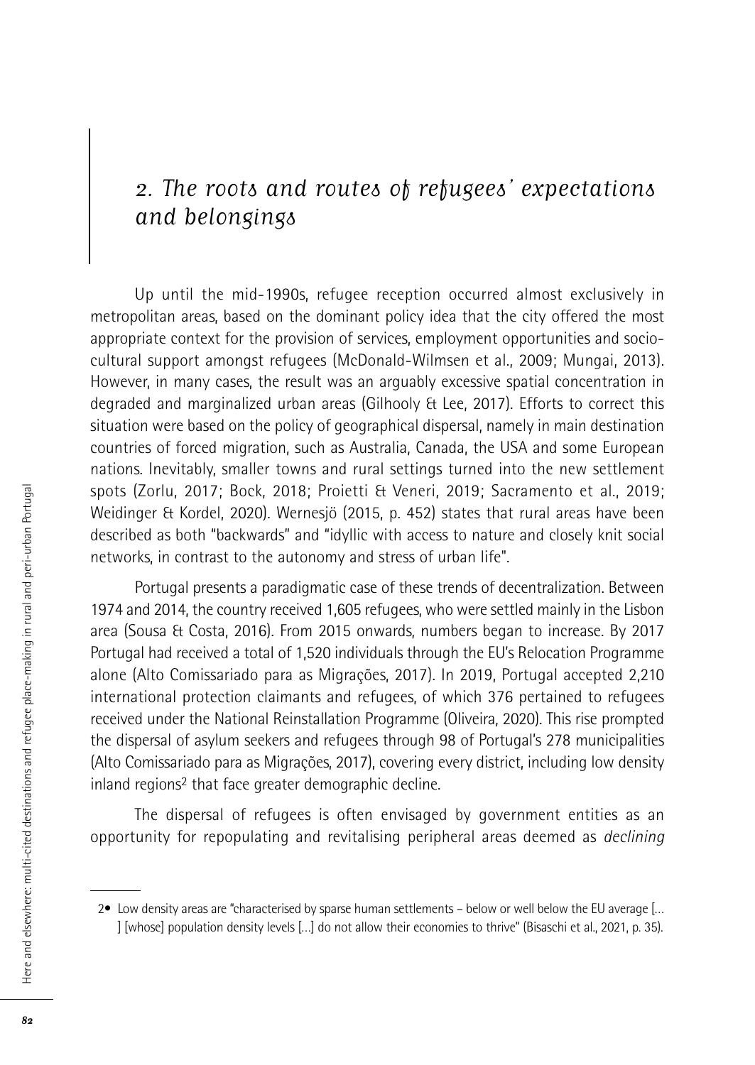## 2. The roots and routes of refugees' expectations and belongings

Up until the mid-1990s, refugee reception occurred almost exclusively in metropolitan areas, based on the dominant policy idea that the city offered the most appropriate context for the provision of services, employment opportunities and socio-cultural support amongst refugees (McDonald-Wilmsen et al., 2009; Mungai, 2013). However, in many cases, the result was an arguably excessive spatial concentration in degraded and marginalized urban areas (Gilhooly & Lee, 2017). Efforts to correct this situation were based on the policy of geographical dispersal, namely in main destination countries of forced migration, such as Australia, Canada, the USA and some European nations. Inevitably, smaller towns and rural settings turned into the new settlement spots (Zorlu, 2017; Bock, 2018; Proietti & Veneri, 2019; Sacramento et al., 2019; Weidinger & Kordel, 2020). Wernesjö (2015, p. 452) states that rural areas have been described as both "backwards" and "idyllic with access to nature and closely knit social networks, in contrast to the autonomy and stress of urban life".

Portugal presents a paradigmatic case of these trends of decentralization. Between 1974 and 2014, the country received 1,605 refugees, who were settled mainly in the Lisbon area (Sousa & Costa, 2016). From 2015 onwards, numbers began to increase. By 2017 Portugal had received a total of 1,520 individuals through the EU's Relocation Programme alone (Alto Comissariado para as Migrações, 2017). In 2019, Portugal accepted 2,210 international protection claimants and refugees, of which 376 pertained to refugees received under the National Reinstallation Programme (Oliveira, 2020). This rise prompted the dispersal of asylum seekers and refugees through 98 of Portugal's 278 municipalities (Alto Comissariado para as Migrações, 2017), covering every district, including low density inland regions[2] that face greater demographic decline.

The dispersal of refugees is often envisaged by government entities as an opportunity for repopulating and revitalising peripheral areas deemed as *declining*

---

2• Low density areas are "characterised by sparse human settlements – below or well below the EU average [... ] [whose] population density levels [...] do not allow their economies to thrive" (Bisaschi et al., 2021, p. 35).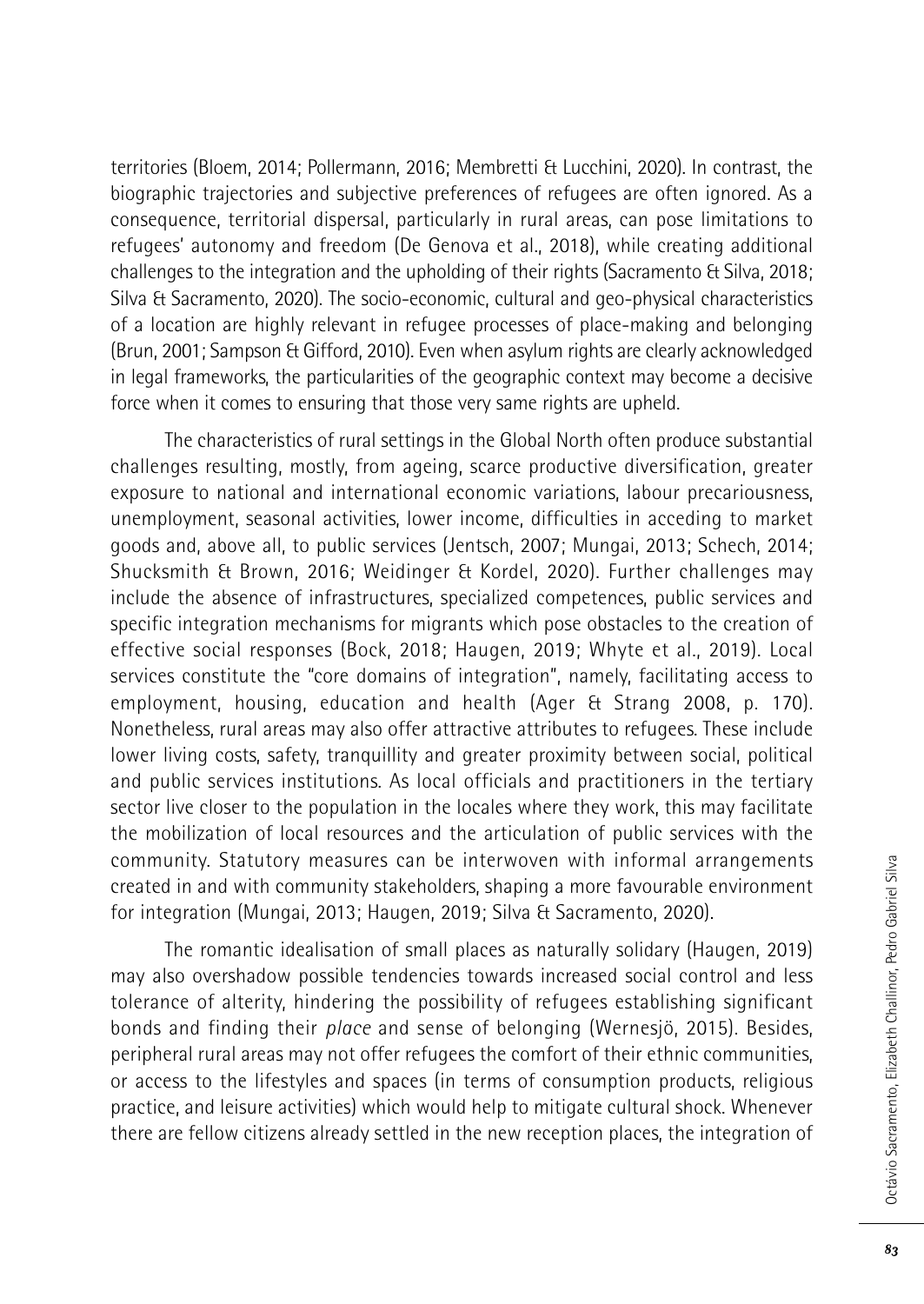territories (Bloem, 2014; Pollermann, 2016; Membretti & Lucchini, 2020). In contrast, the biographic trajectories and subjective preferences of refugees are often ignored. As a consequence, territorial dispersal, particularly in rural areas, can pose limitations to refugees' autonomy and freedom (De Genova et al., 2018), while creating additional challenges to the integration and the upholding of their rights (Sacramento & Silva, 2018; Silva & Sacramento, 2020). The socio-economic, cultural and geo-physical characteristics of a location are highly relevant in refugee processes of place-making and belonging (Brun, 2001; Sampson & Gifford, 2010). Even when asylum rights are clearly acknowledged in legal frameworks, the particularities of the geographic context may become a decisive force when it comes to ensuring that those very same rights are upheld.

The characteristics of rural settings in the Global North often produce substantial challenges resulting, mostly, from ageing, scarce productive diversification, greater exposure to national and international economic variations, labour precariousness, unemployment, seasonal activities, lower income, difficulties in acceding to market goods and, above all, to public services (Jentsch, 2007; Mungai, 2013; Schech, 2014; Shucksmith & Brown, 2016; Weidinger & Kordel, 2020). Further challenges may include the absence of infrastructures, specialized competences, public services and specific integration mechanisms for migrants which pose obstacles to the creation of effective social responses (Bock, 2018; Haugen, 2019; Whyte et al., 2019). Local services constitute the "core domains of integration", namely, facilitating access to employment, housing, education and health (Ager & Strang 2008, p. 170). Nonetheless, rural areas may also offer attractive attributes to refugees. These include lower living costs, safety, tranquillity and greater proximity between social, political and public services institutions. As local officials and practitioners in the tertiary sector live closer to the population in the locales where they work, this may facilitate the mobilization of local resources and the articulation of public services with the community. Statutory measures can be interwoven with informal arrangements created in and with community stakeholders, shaping a more favourable environment for integration (Mungai, 2013; Haugen, 2019; Silva & Sacramento, 2020).

The romantic idealisation of small places as naturally solidary (Haugen, 2019) may also overshadow possible tendencies towards increased social control and less tolerance of alterity, hindering the possibility of refugees establishing significant bonds and finding their *place* and sense of belonging (Wernesjö, 2015). Besides, peripheral rural areas may not offer refugees the comfort of their ethnic communities, or access to the lifestyles and spaces (in terms of consumption products, religious practice, and leisure activities) which would help to mitigate cultural shock. Whenever there are fellow citizens already settled in the new reception places, the integration of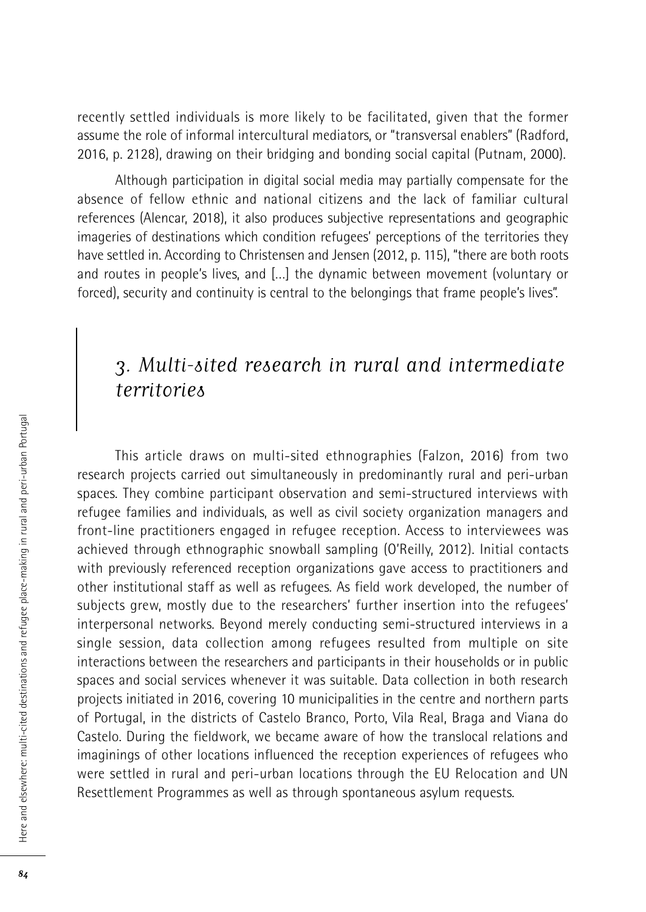recently settled individuals is more likely to be facilitated, given that the former assume the role of informal intercultural mediators, or "transversal enablers" (Radford, 2016, p. 2128), drawing on their bridging and bonding social capital (Putnam, 2000).

Although participation in digital social media may partially compensate for the absence of fellow ethnic and national citizens and the lack of familiar cultural references (Alencar, 2018), it also produces subjective representations and geographic imageries of destinations which condition refugees' perceptions of the territories they have settled in. According to Christensen and Jensen (2012, p. 115), "there are both roots and routes in people's lives, and [...] the dynamic between movement (voluntary or forced), security and continuity is central to the belongings that frame people's lives".

## *3. Multi-sited research in rural and intermediate territories*

This article draws on multi-sited ethnographies (Falzon, 2016) from two research projects carried out simultaneously in predominantly rural and peri-urban spaces. They combine participant observation and semi-structured interviews with refugee families and individuals, as well as civil society organization managers and front-line practitioners engaged in refugee reception. Access to interviewees was achieved through ethnographic snowball sampling (O'Reilly, 2012). Initial contacts with previously referenced reception organizations gave access to practitioners and other institutional staff as well as refugees. As field work developed, the number of subjects grew, mostly due to the researchers' further insertion into the refugees' interpersonal networks. Beyond merely conducting semi-structured interviews in a single session, data collection among refugees resulted from multiple on site interactions between the researchers and participants in their households or in public spaces and social services whenever it was suitable. Data collection in both research projects initiated in 2016, covering 10 municipalities in the centre and northern parts of Portugal, in the districts of Castelo Branco, Porto, Vila Real, Braga and Viana do Castelo. During the fieldwork, we became aware of how the translocal relations and imaginings of other locations influenced the reception experiences of refugees who were settled in rural and peri-urban locations through the EU Relocation and UN Resettlement Programmes as well as through spontaneous asylum requests.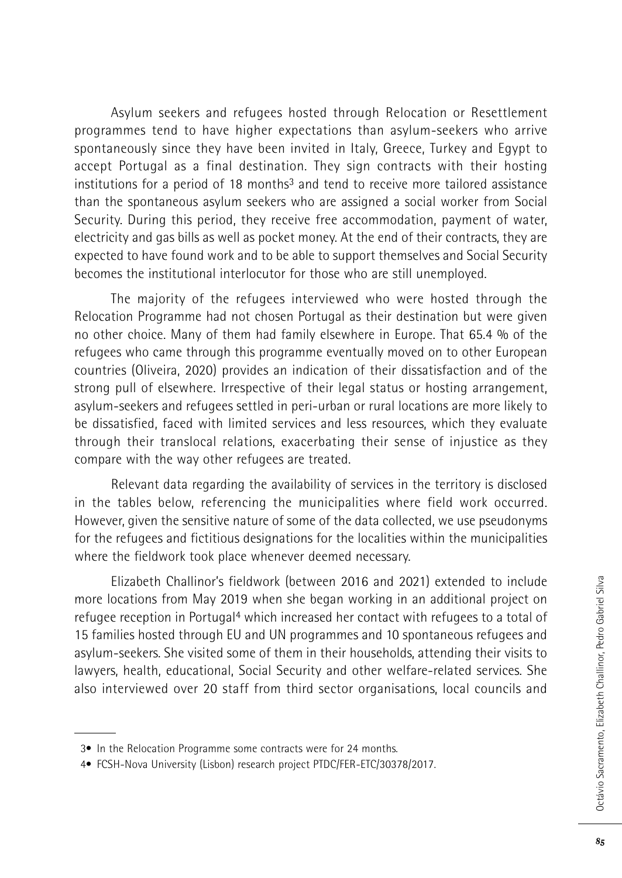Asylum seekers and refugees hosted through Relocation or Resettlement programmes tend to have higher expectations than asylum-seekers who arrive spontaneously since they have been invited in Italy, Greece, Turkey and Egypt to accept Portugal as a final destination. They sign contracts with their hosting institutions for a period of 18 months[3] and tend to receive more tailored assistance than the spontaneous asylum seekers who are assigned a social worker from Social Security. During this period, they receive free accommodation, payment of water, electricity and gas bills as well as pocket money. At the end of their contracts, they are expected to have found work and to be able to support themselves and Social Security becomes the institutional interlocutor for those who are still unemployed.

The majority of the refugees interviewed who were hosted through the Relocation Programme had not chosen Portugal as their destination but were given no other choice. Many of them had family elsewhere in Europe. That 65.4 % of the refugees who came through this programme eventually moved on to other European countries (Oliveira, 2020) provides an indication of their dissatisfaction and of the strong pull of elsewhere. Irrespective of their legal status or hosting arrangement, asylum-seekers and refugees settled in peri-urban or rural locations are more likely to be dissatisfied, faced with limited services and less resources, which they evaluate through their translocal relations, exacerbating their sense of injustice as they compare with the way other refugees are treated.

Relevant data regarding the availability of services in the territory is disclosed in the tables below, referencing the municipalities where field work occurred. However, given the sensitive nature of some of the data collected, we use pseudonyms for the refugees and fictitious designations for the localities within the municipalities where the fieldwork took place whenever deemed necessary.

Elizabeth Challinor's fieldwork (between 2016 and 2021) extended to include more locations from May 2019 when she began working in an additional project on refugee reception in Portugal[4] which increased her contact with refugees to a total of 15 families hosted through EU and UN programmes and 10 spontaneous refugees and asylum-seekers. She visited some of them in their households, attending their visits to lawyers, health, educational, Social Security and other welfare-related services. She also interviewed over 20 staff from third sector organisations, local councils and

---

3• In the Relocation Programme some contracts were for 24 months.

4• FCSH-Nova University (Lisbon) research project PTDC/FER-ETC/30378/2017.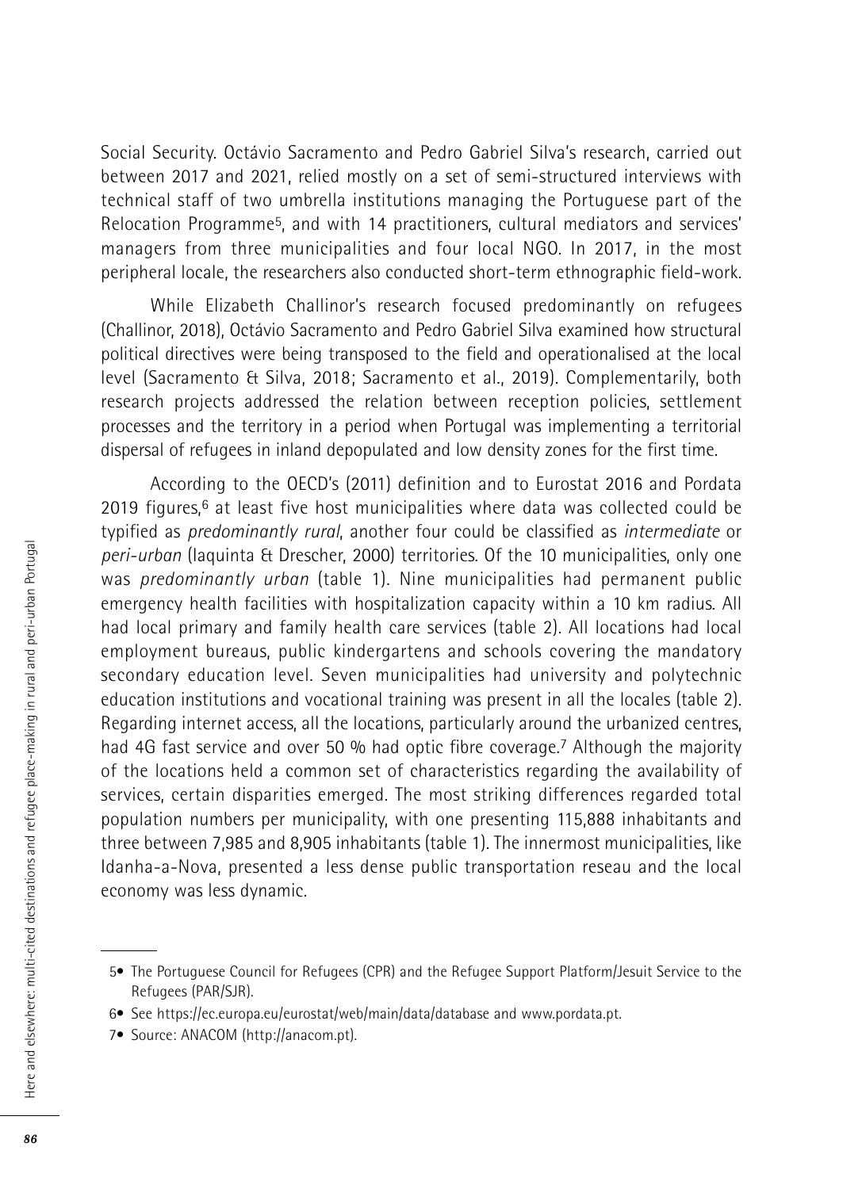Social Security. Octávio Sacramento and Pedro Gabriel Silva's research, carried out between 2017 and 2021, relied mostly on a set of semi-structured interviews with technical staff of two umbrella institutions managing the Portuguese part of the Relocation Programme[5], and with 14 practitioners, cultural mediators and services' managers from three municipalities and four local NGO. In 2017, in the most peripheral locale, the researchers also conducted short-term ethnographic field-work.

While Elizabeth Challinor's research focused predominantly on refugees (Challinor, 2018), Octávio Sacramento and Pedro Gabriel Silva examined how structural political directives were being transposed to the field and operationalised at the local level (Sacramento & Silva, 2018; Sacramento et al., 2019). Complementarily, both research projects addressed the relation between reception policies, settlement processes and the territory in a period when Portugal was implementing a territorial dispersal of refugees in inland depopulated and low density zones for the first time.

According to the OECD's (2011) definition and to Eurostat 2016 and Pordata 2019 figures,[6] at least five host municipalities where data was collected could be typified as *predominantly rural*, another four could be classified as *intermediate* or *peri-urban* (Iaquinta & Drescher, 2000) territories. Of the 10 municipalities, only one was *predominantly urban* (table 1). Nine municipalities had permanent public emergency health facilities with hospitalization capacity within a 10 km radius. All had local primary and family health care services (table 2). All locations had local employment bureaus, public kindergartens and schools covering the mandatory secondary education level. Seven municipalities had university and polytechnic education institutions and vocational training was present in all the locales (table 2). Regarding internet access, all the locations, particularly around the urbanized centres, had 4G fast service and over 50 % had optic fibre coverage.[7] Although the majority of the locations held a common set of characteristics regarding the availability of services, certain disparities emerged. The most striking differences regarded total population numbers per municipality, with one presenting 115,888 inhabitants and three between 7,985 and 8,905 inhabitants (table 1). The innermost municipalities, like Idanha-a-Nova, presented a less dense public transportation reseau and the local economy was less dynamic.

---

5• The Portuguese Council for Refugees (CPR) and the Refugee Support Platform/Jesuit Service to the Refugees (PAR/SJR).

6• See https://ec.europa.eu/eurostat/web/main/data/database and www.pordata.pt.

7• Source: ANACOM (http://anacom.pt).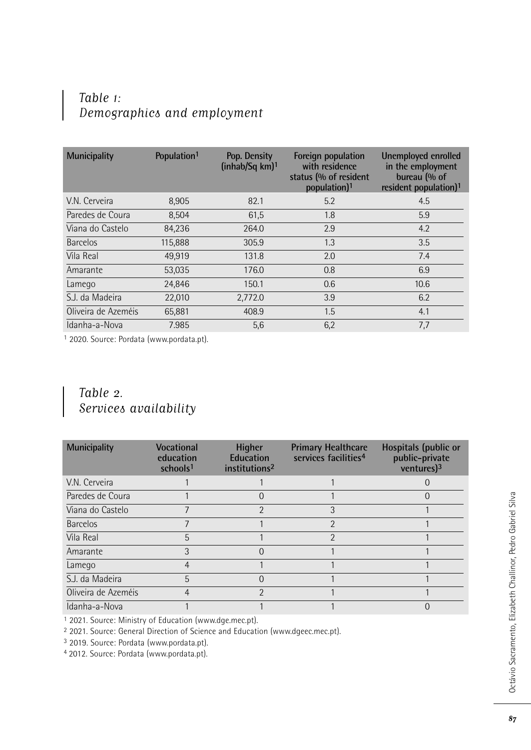## *Table 1: Demographics and employment*

| Municipality | Population[1] | Pop. Density (inhab/Sq km)[1] | Foreign population with residence status (% of resident population)[1] | Unemployed enrolled in the employment bureau (% of resident population)[1] |
|---|---|---|---|---|
| V.N. Cerveira | 8,905 | 82.1 | 5.2 | 4.5 |
| Paredes de Coura | 8,504 | 61,5 | 1.8 | 5.9 |
| Viana do Castelo | 84,236 | 264.0 | 2.9 | 4.2 |
| Barcelos | 115,888 | 305.9 | 1.3 | 3.5 |
| Vila Real | 49,919 | 131.8 | 2.0 | 7.4 |
| Amarante | 53,035 | 176.0 | 0.8 | 6.9 |
| Lamego | 24,846 | 150.1 | 0.6 | 10.6 |
| S.J. da Madeira | 22,010 | 2,772.0 | 3.9 | 6.2 |
| Oliveira de Azeméis | 65,881 | 408.9 | 1.5 | 4.1 |
| Idanha-a-Nova | 7.985 | 5,6 | 6,2 | 7,7 |

[1] 2020. Source: Pordata (www.pordata.pt).

## *Table 2. Services availability*

| Municipality | Vocational education schools[1] | Higher Education institutions[2] | Primary Healthcare services facilities[4] | Hospitals (public or public-private ventures)[3] |
|---|---|---|---|---|
| V.N. Cerveira | 1 | 1 | 1 | 0 |
| Paredes de Coura | 1 | 0 | 1 | 0 |
| Viana do Castelo | 7 | 2 | 3 | 1 |
| Barcelos | 7 | 1 | 2 | 1 |
| Vila Real | 5 | 1 | 2 | 1 |
| Amarante | 3 | 0 | 1 | 1 |
| Lamego | 4 | 1 | 1 | 1 |
| S.J. da Madeira | 5 | 0 | 1 | 1 |
| Oliveira de Azeméis | 4 | 2 | 1 | 1 |
| Idanha-a-Nova | 1 | 1 | 1 | 0 |

[1] 2021. Source: Ministry of Education (www.dge.mec.pt).

[2] 2021. Source: General Direction of Science and Education (www.dgeec.mec.pt).

[3] 2019. Source: Pordata (www.pordata.pt).

[4] 2012. Source: Pordata (www.pordata.pt).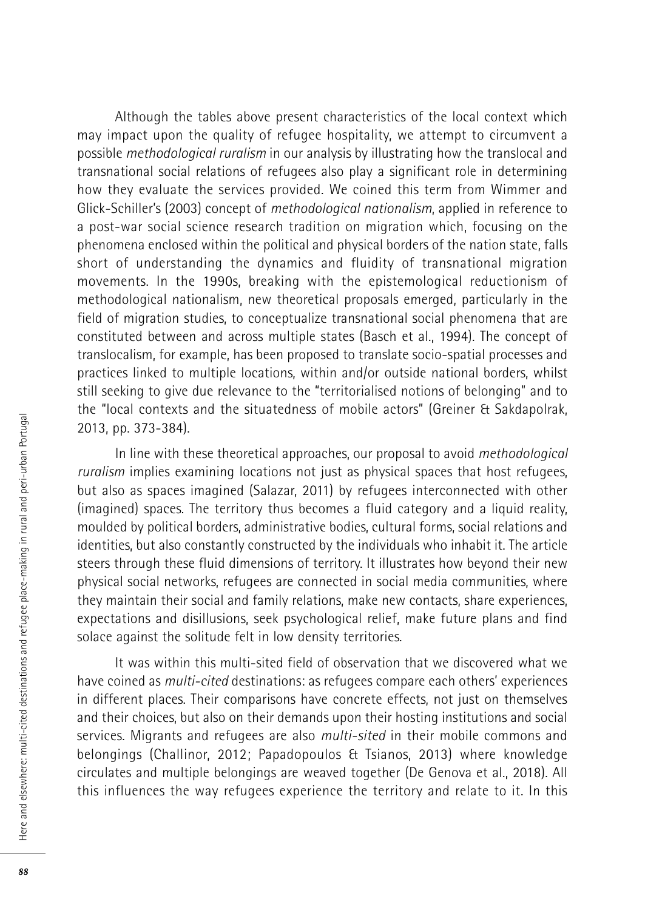Although the tables above present characteristics of the local context which may impact upon the quality of refugee hospitality, we attempt to circumvent a possible *methodological ruralism* in our analysis by illustrating how the translocal and transnational social relations of refugees also play a significant role in determining how they evaluate the services provided. We coined this term from Wimmer and Glick-Schiller's (2003) concept of *methodological nationalism*, applied in reference to a post-war social science research tradition on migration which, focusing on the phenomena enclosed within the political and physical borders of the nation state, falls short of understanding the dynamics and fluidity of transnational migration movements. In the 1990s, breaking with the epistemological reductionism of methodological nationalism, new theoretical proposals emerged, particularly in the field of migration studies, to conceptualize transnational social phenomena that are constituted between and across multiple states (Basch et al., 1994). The concept of translocalism, for example, has been proposed to translate socio-spatial processes and practices linked to multiple locations, within and/or outside national borders, whilst still seeking to give due relevance to the "territorialised notions of belonging" and to the "local contexts and the situatedness of mobile actors" (Greiner & Sakdapolrak, 2013, pp. 373-384).

In line with these theoretical approaches, our proposal to avoid *methodological ruralism* implies examining locations not just as physical spaces that host refugees, but also as spaces imagined (Salazar, 2011) by refugees interconnected with other (imagined) spaces. The territory thus becomes a fluid category and a liquid reality, moulded by political borders, administrative bodies, cultural forms, social relations and identities, but also constantly constructed by the individuals who inhabit it. The article steers through these fluid dimensions of territory. It illustrates how beyond their new physical social networks, refugees are connected in social media communities, where they maintain their social and family relations, make new contacts, share experiences, expectations and disillusions, seek psychological relief, make future plans and find solace against the solitude felt in low density territories.

It was within this multi-sited field of observation that we discovered what we have coined as *multi-cited* destinations: as refugees compare each others' experiences in different places. Their comparisons have concrete effects, not just on themselves and their choices, but also on their demands upon their hosting institutions and social services. Migrants and refugees are also *multi-sited* in their mobile commons and belongings (Challinor, 2012; Papadopoulos & Tsianos, 2013) where knowledge circulates and multiple belongings are weaved together (De Genova et al., 2018). All this influences the way refugees experience the territory and relate to it. In this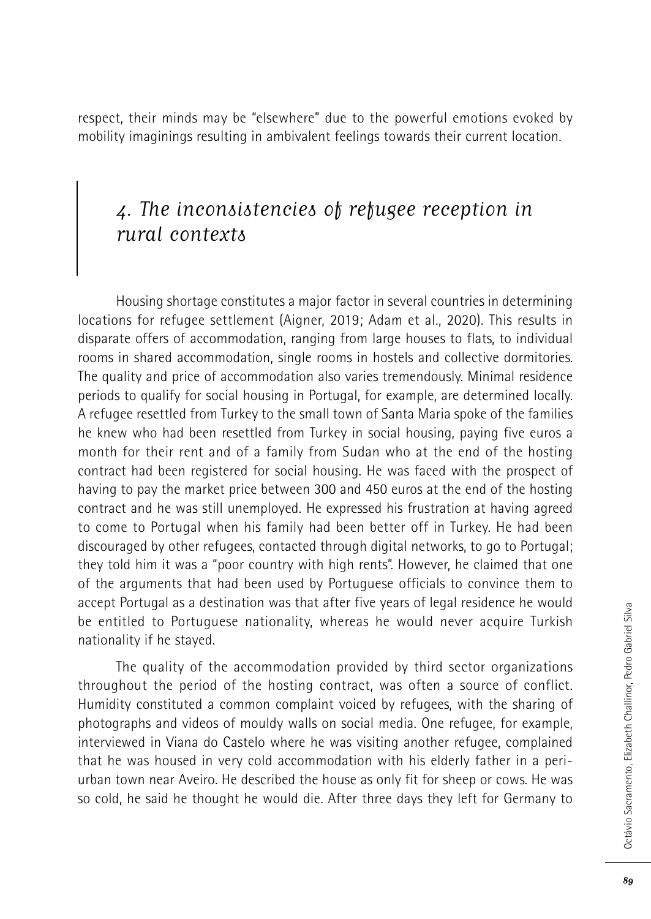respect, their minds may be "elsewhere" due to the powerful emotions evoked by mobility imaginings resulting in ambivalent feelings towards their current location.

## 4. The inconsistencies of refugee reception in rural contexts

Housing shortage constitutes a major factor in several countries in determining locations for refugee settlement (Aigner, 2019; Adam et al., 2020). This results in disparate offers of accommodation, ranging from large houses to flats, to individual rooms in shared accommodation, single rooms in hostels and collective dormitories. The quality and price of accommodation also varies tremendously. Minimal residence periods to qualify for social housing in Portugal, for example, are determined locally. A refugee resettled from Turkey to the small town of Santa Maria spoke of the families he knew who had been resettled from Turkey in social housing, paying five euros a month for their rent and of a family from Sudan who at the end of the hosting contract had been registered for social housing. He was faced with the prospect of having to pay the market price between 300 and 450 euros at the end of the hosting contract and he was still unemployed. He expressed his frustration at having agreed to come to Portugal when his family had been better off in Turkey. He had been discouraged by other refugees, contacted through digital networks, to go to Portugal; they told him it was a "poor country with high rents". However, he claimed that one of the arguments that had been used by Portuguese officials to convince them to accept Portugal as a destination was that after five years of legal residence he would be entitled to Portuguese nationality, whereas he would never acquire Turkish nationality if he stayed.

The quality of the accommodation provided by third sector organizations throughout the period of the hosting contract, was often a source of conflict. Humidity constituted a common complaint voiced by refugees, with the sharing of photographs and videos of mouldy walls on social media. One refugee, for example, interviewed in Viana do Castelo where he was visiting another refugee, complained that he was housed in very cold accommodation with his elderly father in a peri-urban town near Aveiro. He described the house as only fit for sheep or cows. He was so cold, he said he thought he would die. After three days they left for Germany to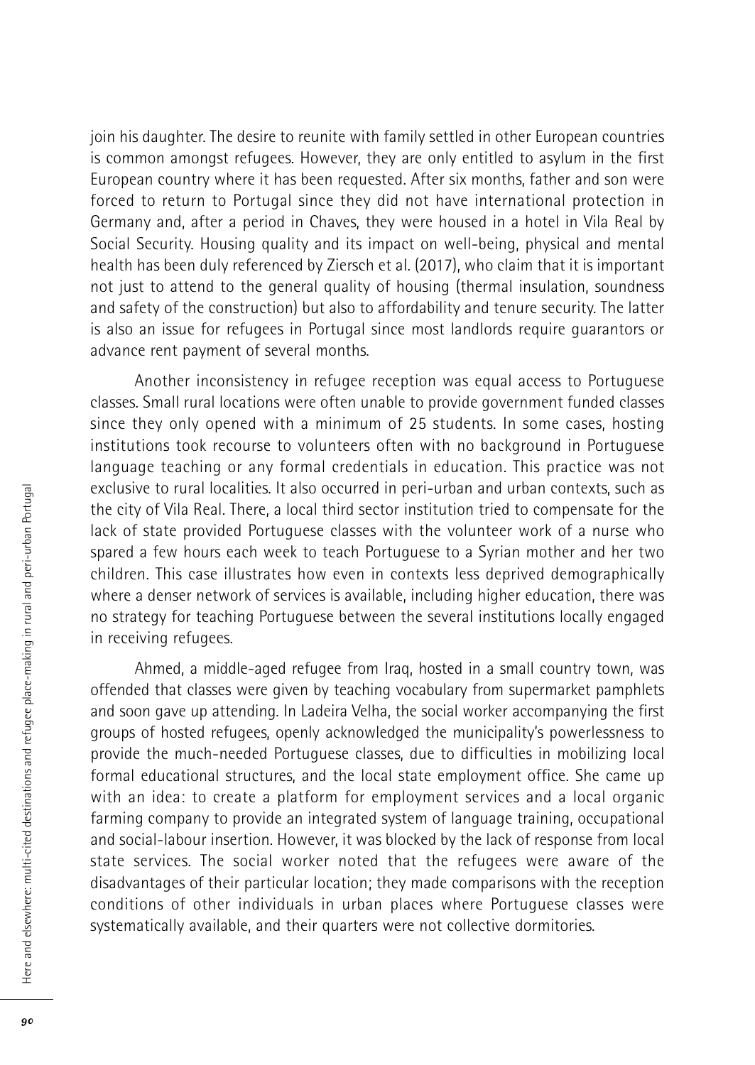join his daughter. The desire to reunite with family settled in other European countries is common amongst refugees. However, they are only entitled to asylum in the first European country where it has been requested. After six months, father and son were forced to return to Portugal since they did not have international protection in Germany and, after a period in Chaves, they were housed in a hotel in Vila Real by Social Security. Housing quality and its impact on well-being, physical and mental health has been duly referenced by Ziersch et al. (2017), who claim that it is important not just to attend to the general quality of housing (thermal insulation, soundness and safety of the construction) but also to affordability and tenure security. The latter is also an issue for refugees in Portugal since most landlords require guarantors or advance rent payment of several months.

Another inconsistency in refugee reception was equal access to Portuguese classes. Small rural locations were often unable to provide government funded classes since they only opened with a minimum of 25 students. In some cases, hosting institutions took recourse to volunteers often with no background in Portuguese language teaching or any formal credentials in education. This practice was not exclusive to rural localities. It also occurred in peri-urban and urban contexts, such as the city of Vila Real. There, a local third sector institution tried to compensate for the lack of state provided Portuguese classes with the volunteer work of a nurse who spared a few hours each week to teach Portuguese to a Syrian mother and her two children. This case illustrates how even in contexts less deprived demographically where a denser network of services is available, including higher education, there was no strategy for teaching Portuguese between the several institutions locally engaged in receiving refugees.

Ahmed, a middle-aged refugee from Iraq, hosted in a small country town, was offended that classes were given by teaching vocabulary from supermarket pamphlets and soon gave up attending. In Ladeira Velha, the social worker accompanying the first groups of hosted refugees, openly acknowledged the municipality's powerlessness to provide the much-needed Portuguese classes, due to difficulties in mobilizing local formal educational structures, and the local state employment office. She came up with an idea: to create a platform for employment services and a local organic farming company to provide an integrated system of language training, occupational and social-labour insertion. However, it was blocked by the lack of response from local state services. The social worker noted that the refugees were aware of the disadvantages of their particular location; they made comparisons with the reception conditions of other individuals in urban places where Portuguese classes were systematically available, and their quarters were not collective dormitories.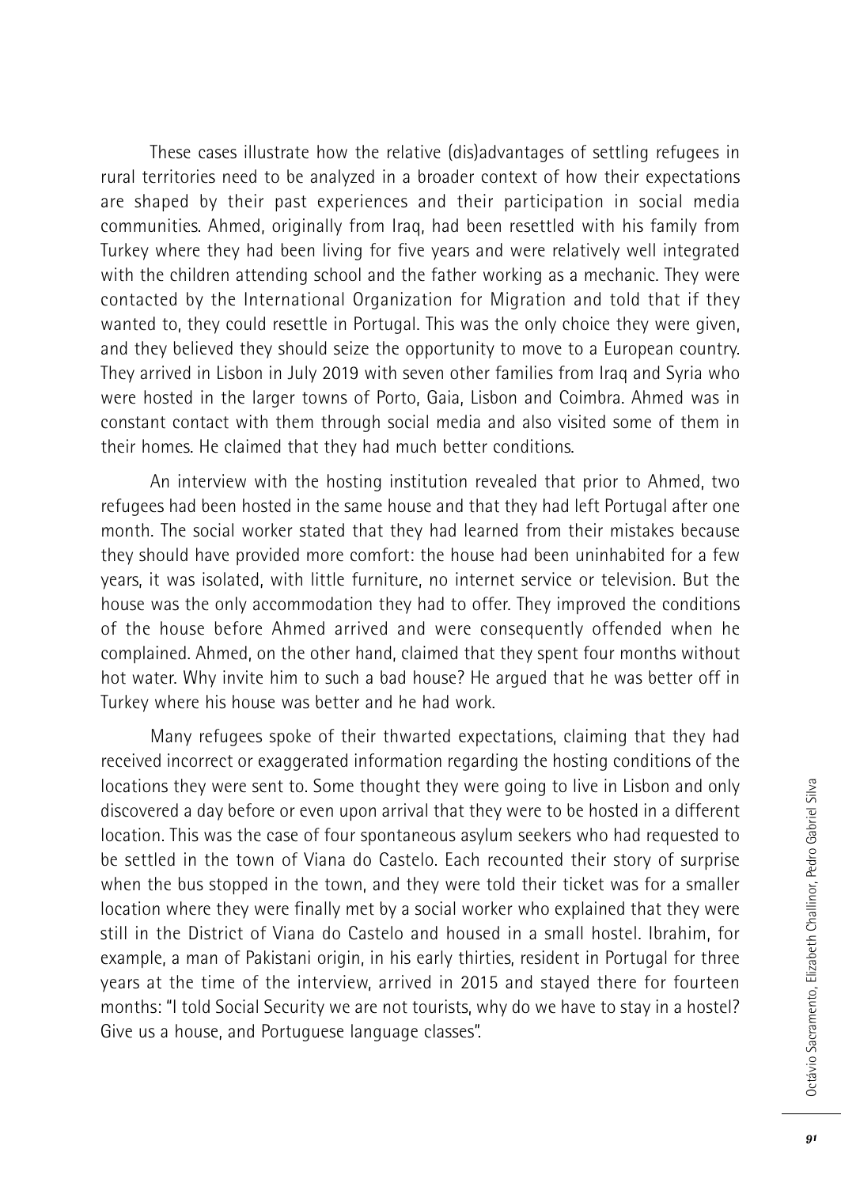These cases illustrate how the relative (dis)advantages of settling refugees in rural territories need to be analyzed in a broader context of how their expectations are shaped by their past experiences and their participation in social media communities. Ahmed, originally from Iraq, had been resettled with his family from Turkey where they had been living for five years and were relatively well integrated with the children attending school and the father working as a mechanic. They were contacted by the International Organization for Migration and told that if they wanted to, they could resettle in Portugal. This was the only choice they were given, and they believed they should seize the opportunity to move to a European country. They arrived in Lisbon in July 2019 with seven other families from Iraq and Syria who were hosted in the larger towns of Porto, Gaia, Lisbon and Coimbra. Ahmed was in constant contact with them through social media and also visited some of them in their homes. He claimed that they had much better conditions.

An interview with the hosting institution revealed that prior to Ahmed, two refugees had been hosted in the same house and that they had left Portugal after one month. The social worker stated that they had learned from their mistakes because they should have provided more comfort: the house had been uninhabited for a few years, it was isolated, with little furniture, no internet service or television. But the house was the only accommodation they had to offer. They improved the conditions of the house before Ahmed arrived and were consequently offended when he complained. Ahmed, on the other hand, claimed that they spent four months without hot water. Why invite him to such a bad house? He argued that he was better off in Turkey where his house was better and he had work.

Many refugees spoke of their thwarted expectations, claiming that they had received incorrect or exaggerated information regarding the hosting conditions of the locations they were sent to. Some thought they were going to live in Lisbon and only discovered a day before or even upon arrival that they were to be hosted in a different location. This was the case of four spontaneous asylum seekers who had requested to be settled in the town of Viana do Castelo. Each recounted their story of surprise when the bus stopped in the town, and they were told their ticket was for a smaller location where they were finally met by a social worker who explained that they were still in the District of Viana do Castelo and housed in a small hostel. Ibrahim, for example, a man of Pakistani origin, in his early thirties, resident in Portugal for three years at the time of the interview, arrived in 2015 and stayed there for fourteen months: "I told Social Security we are not tourists, why do we have to stay in a hostel? Give us a house, and Portuguese language classes".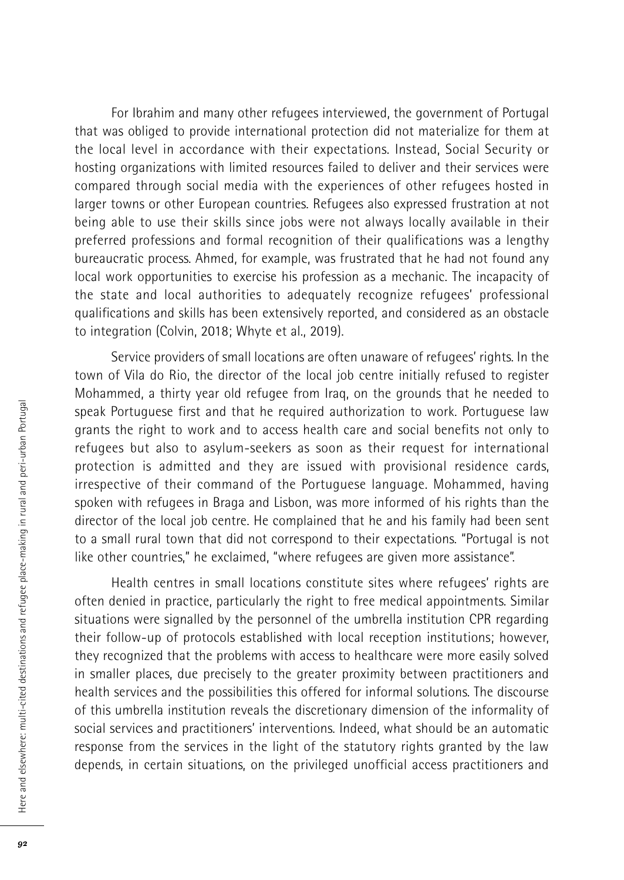For Ibrahim and many other refugees interviewed, the government of Portugal that was obliged to provide international protection did not materialize for them at the local level in accordance with their expectations. Instead, Social Security or hosting organizations with limited resources failed to deliver and their services were compared through social media with the experiences of other refugees hosted in larger towns or other European countries. Refugees also expressed frustration at not being able to use their skills since jobs were not always locally available in their preferred professions and formal recognition of their qualifications was a lengthy bureaucratic process. Ahmed, for example, was frustrated that he had not found any local work opportunities to exercise his profession as a mechanic. The incapacity of the state and local authorities to adequately recognize refugees' professional qualifications and skills has been extensively reported, and considered as an obstacle to integration (Colvin, 2018; Whyte et al., 2019).

Service providers of small locations are often unaware of refugees' rights. In the town of Vila do Rio, the director of the local job centre initially refused to register Mohammed, a thirty year old refugee from Iraq, on the grounds that he needed to speak Portuguese first and that he required authorization to work. Portuguese law grants the right to work and to access health care and social benefits not only to refugees but also to asylum-seekers as soon as their request for international protection is admitted and they are issued with provisional residence cards, irrespective of their command of the Portuguese language. Mohammed, having spoken with refugees in Braga and Lisbon, was more informed of his rights than the director of the local job centre. He complained that he and his family had been sent to a small rural town that did not correspond to their expectations. "Portugal is not like other countries," he exclaimed, "where refugees are given more assistance".

Health centres in small locations constitute sites where refugees' rights are often denied in practice, particularly the right to free medical appointments. Similar situations were signalled by the personnel of the umbrella institution CPR regarding their follow-up of protocols established with local reception institutions; however, they recognized that the problems with access to healthcare were more easily solved in smaller places, due precisely to the greater proximity between practitioners and health services and the possibilities this offered for informal solutions. The discourse of this umbrella institution reveals the discretionary dimension of the informality of social services and practitioners' interventions. Indeed, what should be an automatic response from the services in the light of the statutory rights granted by the law depends, in certain situations, on the privileged unofficial access practitioners and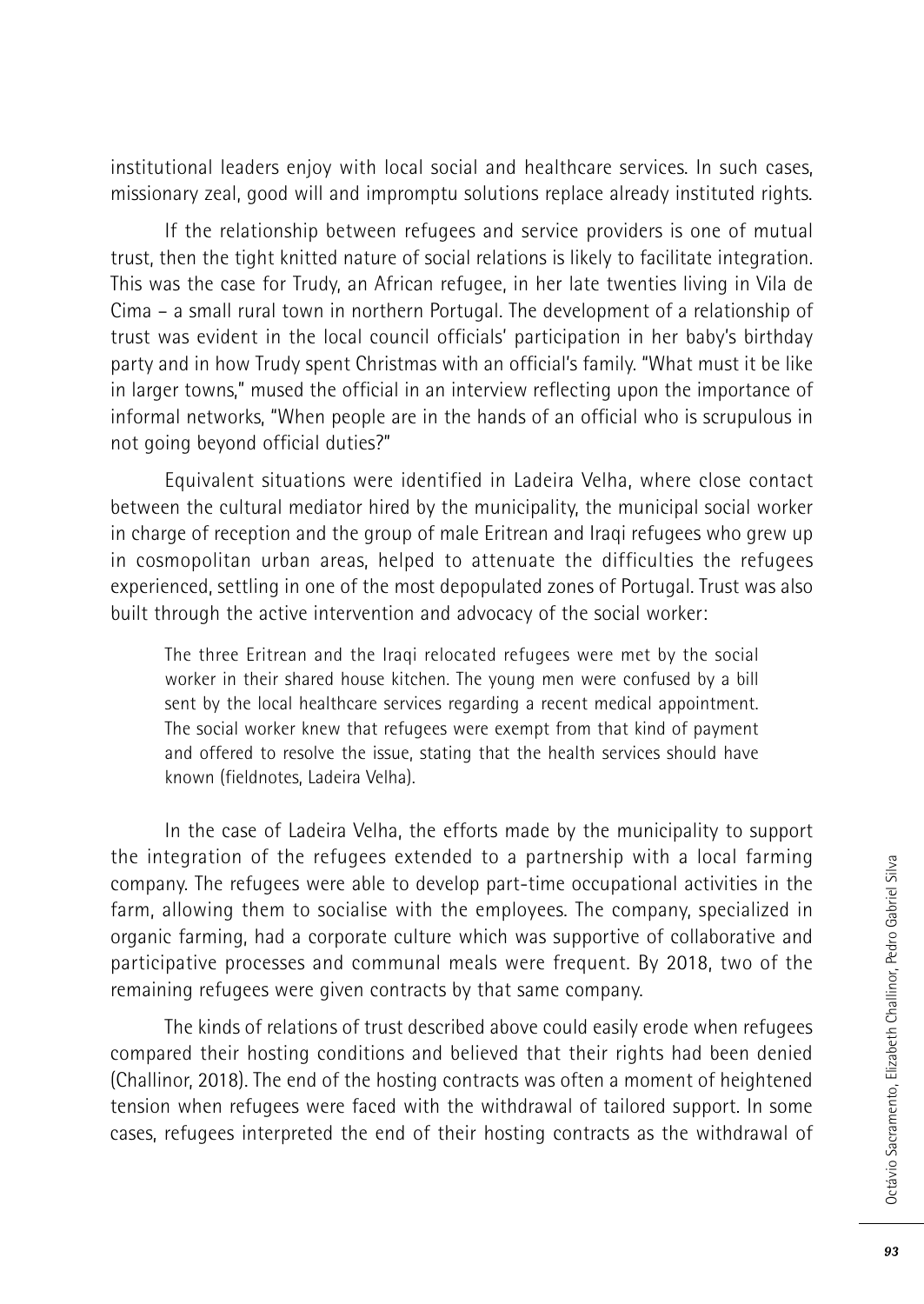institutional leaders enjoy with local social and healthcare services. In such cases, missionary zeal, good will and impromptu solutions replace already instituted rights.

If the relationship between refugees and service providers is one of mutual trust, then the tight knitted nature of social relations is likely to facilitate integration. This was the case for Trudy, an African refugee, in her late twenties living in Vila de Cima – a small rural town in northern Portugal. The development of a relationship of trust was evident in the local council officials' participation in her baby's birthday party and in how Trudy spent Christmas with an official's family. "What must it be like in larger towns," mused the official in an interview reflecting upon the importance of informal networks, "When people are in the hands of an official who is scrupulous in not going beyond official duties?"

Equivalent situations were identified in Ladeira Velha, where close contact between the cultural mediator hired by the municipality, the municipal social worker in charge of reception and the group of male Eritrean and Iraqi refugees who grew up in cosmopolitan urban areas, helped to attenuate the difficulties the refugees experienced, settling in one of the most depopulated zones of Portugal. Trust was also built through the active intervention and advocacy of the social worker:

> The three Eritrean and the Iraqi relocated refugees were met by the social worker in their shared house kitchen. The young men were confused by a bill sent by the local healthcare services regarding a recent medical appointment. The social worker knew that refugees were exempt from that kind of payment and offered to resolve the issue, stating that the health services should have known (fieldnotes, Ladeira Velha).

In the case of Ladeira Velha, the efforts made by the municipality to support the integration of the refugees extended to a partnership with a local farming company. The refugees were able to develop part-time occupational activities in the farm, allowing them to socialise with the employees. The company, specialized in organic farming, had a corporate culture which was supportive of collaborative and participative processes and communal meals were frequent. By 2018, two of the remaining refugees were given contracts by that same company.

The kinds of relations of trust described above could easily erode when refugees compared their hosting conditions and believed that their rights had been denied (Challinor, 2018). The end of the hosting contracts was often a moment of heightened tension when refugees were faced with the withdrawal of tailored support. In some cases, refugees interpreted the end of their hosting contracts as the withdrawal of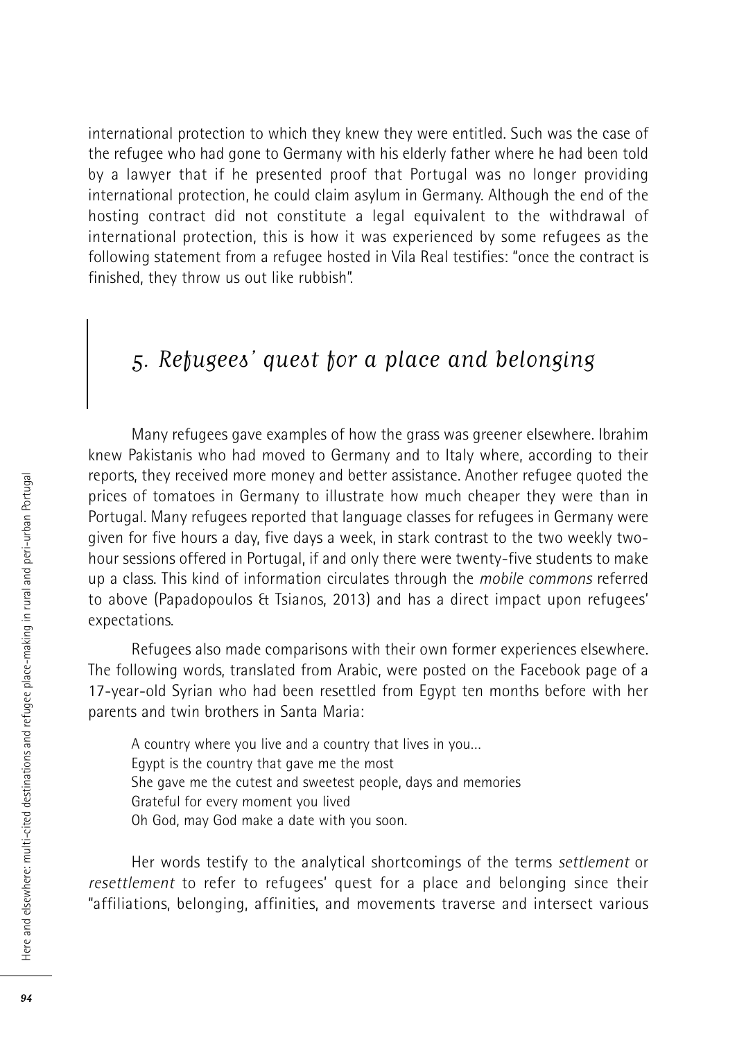international protection to which they knew they were entitled. Such was the case of the refugee who had gone to Germany with his elderly father where he had been told by a lawyer that if he presented proof that Portugal was no longer providing international protection, he could claim asylum in Germany. Although the end of the hosting contract did not constitute a legal equivalent to the withdrawal of international protection, this is how it was experienced by some refugees as the following statement from a refugee hosted in Vila Real testifies: "once the contract is finished, they throw us out like rubbish".

## *5. Refugees' quest for a place and belonging*

Many refugees gave examples of how the grass was greener elsewhere. Ibrahim knew Pakistanis who had moved to Germany and to Italy where, according to their reports, they received more money and better assistance. Another refugee quoted the prices of tomatoes in Germany to illustrate how much cheaper they were than in Portugal. Many refugees reported that language classes for refugees in Germany were given for five hours a day, five days a week, in stark contrast to the two weekly two-hour sessions offered in Portugal, if and only there were twenty-five students to make up a class. This kind of information circulates through the *mobile commons* referred to above (Papadopoulos & Tsianos, 2013) and has a direct impact upon refugees' expectations.

Refugees also made comparisons with their own former experiences elsewhere. The following words, translated from Arabic, were posted on the Facebook page of a 17-year-old Syrian who had been resettled from Egypt ten months before with her parents and twin brothers in Santa Maria:

> A country where you live and a country that lives in you...
> Egypt is the country that gave me the most
> She gave me the cutest and sweetest people, days and memories
> Grateful for every moment you lived
> Oh God, may God make a date with you soon.

Her words testify to the analytical shortcomings of the terms *settlement* or *resettlement* to refer to refugees' quest for a place and belonging since their "affiliations, belonging, affinities, and movements traverse and intersect various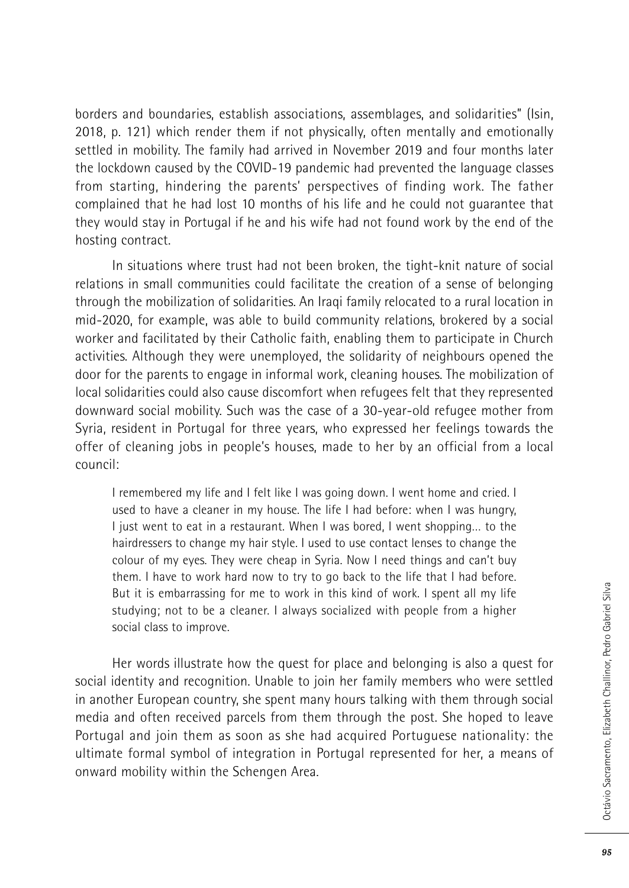borders and boundaries, establish associations, assemblages, and solidarities" (Isin, 2018, p. 121) which render them if not physically, often mentally and emotionally settled in mobility. The family had arrived in November 2019 and four months later the lockdown caused by the COVID-19 pandemic had prevented the language classes from starting, hindering the parents' perspectives of finding work. The father complained that he had lost 10 months of his life and he could not guarantee that they would stay in Portugal if he and his wife had not found work by the end of the hosting contract.

In situations where trust had not been broken, the tight-knit nature of social relations in small communities could facilitate the creation of a sense of belonging through the mobilization of solidarities. An Iraqi family relocated to a rural location in mid-2020, for example, was able to build community relations, brokered by a social worker and facilitated by their Catholic faith, enabling them to participate in Church activities. Although they were unemployed, the solidarity of neighbours opened the door for the parents to engage in informal work, cleaning houses. The mobilization of local solidarities could also cause discomfort when refugees felt that they represented downward social mobility. Such was the case of a 30-year-old refugee mother from Syria, resident in Portugal for three years, who expressed her feelings towards the offer of cleaning jobs in people's houses, made to her by an official from a local council:

> I remembered my life and I felt like I was going down. I went home and cried. I used to have a cleaner in my house. The life I had before: when I was hungry, I just went to eat in a restaurant. When I was bored, I went shopping... to the hairdressers to change my hair style. I used to use contact lenses to change the colour of my eyes. They were cheap in Syria. Now I need things and can't buy them. I have to work hard now to try to go back to the life that I had before. But it is embarrassing for me to work in this kind of work. I spent all my life studying; not to be a cleaner. I always socialized with people from a higher social class to improve.

Her words illustrate how the quest for place and belonging is also a quest for social identity and recognition. Unable to join her family members who were settled in another European country, she spent many hours talking with them through social media and often received parcels from them through the post. She hoped to leave Portugal and join them as soon as she had acquired Portuguese nationality: the ultimate formal symbol of integration in Portugal represented for her, a means of onward mobility within the Schengen Area.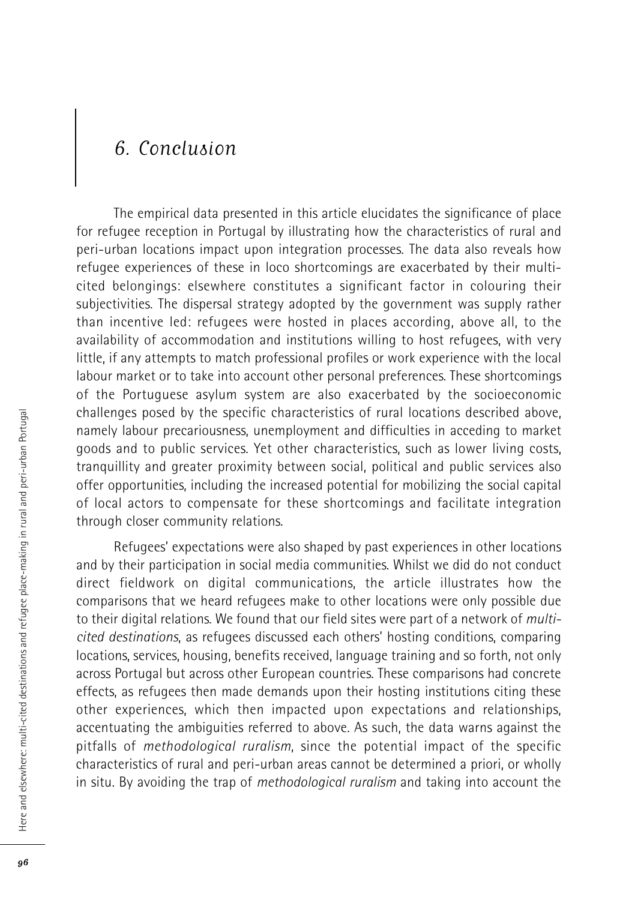## 6. Conclusion

The empirical data presented in this article elucidates the significance of place for refugee reception in Portugal by illustrating how the characteristics of rural and peri-urban locations impact upon integration processes. The data also reveals how refugee experiences of these in loco shortcomings are exacerbated by their multi-cited belongings: elsewhere constitutes a significant factor in colouring their subjectivities. The dispersal strategy adopted by the government was supply rather than incentive led: refugees were hosted in places according, above all, to the availability of accommodation and institutions willing to host refugees, with very little, if any attempts to match professional profiles or work experience with the local labour market or to take into account other personal preferences. These shortcomings of the Portuguese asylum system are also exacerbated by the socioeconomic challenges posed by the specific characteristics of rural locations described above, namely labour precariousness, unemployment and difficulties in acceding to market goods and to public services. Yet other characteristics, such as lower living costs, tranquillity and greater proximity between social, political and public services also offer opportunities, including the increased potential for mobilizing the social capital of local actors to compensate for these shortcomings and facilitate integration through closer community relations.

Refugees' expectations were also shaped by past experiences in other locations and by their participation in social media communities. Whilst we did do not conduct direct fieldwork on digital communications, the article illustrates how the comparisons that we heard refugees make to other locations were only possible due to their digital relations. We found that our field sites were part of a network of *multi-cited destinations*, as refugees discussed each others' hosting conditions, comparing locations, services, housing, benefits received, language training and so forth, not only across Portugal but across other European countries. These comparisons had concrete effects, as refugees then made demands upon their hosting institutions citing these other experiences, which then impacted upon expectations and relationships, accentuating the ambiguities referred to above. As such, the data warns against the pitfalls of *methodological ruralism*, since the potential impact of the specific characteristics of rural and peri-urban areas cannot be determined a priori, or wholly in situ. By avoiding the trap of *methodological ruralism* and taking into account the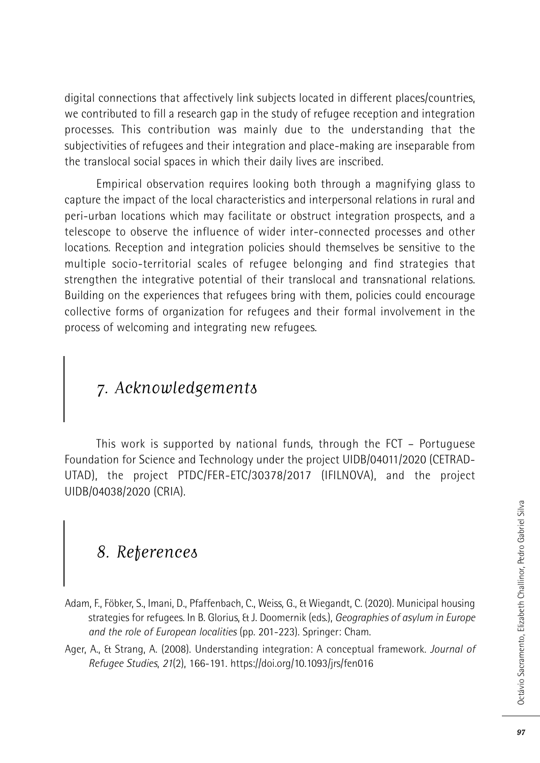digital connections that affectively link subjects located in different places/countries, we contributed to fill a research gap in the study of refugee reception and integration processes. This contribution was mainly due to the understanding that the subjectivities of refugees and their integration and place-making are inseparable from the translocal social spaces in which their daily lives are inscribed.

Empirical observation requires looking both through a magnifying glass to capture the impact of the local characteristics and interpersonal relations in rural and peri-urban locations which may facilitate or obstruct integration prospects, and a telescope to observe the influence of wider inter-connected processes and other locations. Reception and integration policies should themselves be sensitive to the multiple socio-territorial scales of refugee belonging and find strategies that strengthen the integrative potential of their translocal and transnational relations. Building on the experiences that refugees bring with them, policies could encourage collective forms of organization for refugees and their formal involvement in the process of welcoming and integrating new refugees.

## 7. Acknowledgements

This work is supported by national funds, through the FCT – Portuguese Foundation for Science and Technology under the project UIDB/04011/2020 (CETRAD-UTAD), the project PTDC/FER-ETC/30378/2017 (IFILNOVA), and the project UIDB/04038/2020 (CRIA).

## 8. References

Adam, F., Föbker, S., Imani, D., Pfaffenbach, C., Weiss, G., & Wiegandt, C. (2020). Municipal housing strategies for refugees. In B. Glorius, & J. Doomernik (eds.), *Geographies of asylum in Europe and the role of European localities* (pp. 201-223). Springer: Cham.

Ager, A., & Strang, A. (2008). Understanding integration: A conceptual framework. *Journal of Refugee Studies*, *21*(2), 166-191. https://doi.org/10.1093/jrs/fen016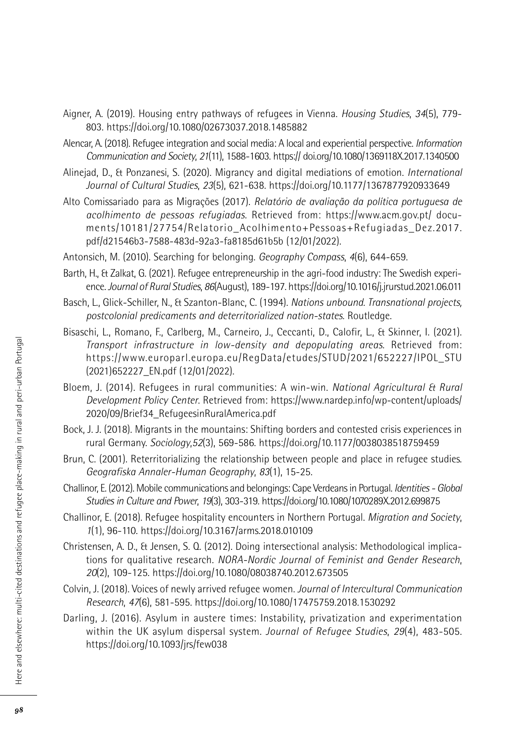Aigner, A. (2019). Housing entry pathways of refugees in Vienna. *Housing Studies*, *34*(5), 779-803. https://doi.org/10.1080/02673037.2018.1485882

Alencar, A. (2018). Refugee integration and social media: A local and experiential perspective. *Information Communication and Society*, *21*(11), 1588-1603. https:// doi.org/10.1080/1369118X.2017.1340500

Alinejad, D., & Ponzanesi, S. (2020). Migrancy and digital mediations of emotion. *International Journal of Cultural Studies*, *23*(5), 621-638. https://doi.org/10.1177/1367877920933649

Alto Comissariado para as Migrações (2017). *Relatório de avaliação da política portuguesa de acolhimento de pessoas refugiadas*. Retrieved from: https://www.acm.gov.pt/ documents/10181/27754/Relatorio_Acolhimento+Pessoas+Refugiadas_Dez.2017.pdf/d21546b3-7588-483d-92a3-fa8185d61b5b (12/01/2022).

Antonsich, M. (2010). Searching for belonging. *Geography Compass*, *4*(6), 644-659.

Barth, H., & Zalkat, G. (2021). Refugee entrepreneurship in the agri-food industry: The Swedish experience. *Journal of Rural Studies*, *86*(August), 189-197. https://doi.org/10.1016/j.jrurstud.2021.06.011

Basch, L., Glick-Schiller, N., & Szanton-Blanc, C. (1994). *Nations unbound. Transnational projects, postcolonial predicaments and deterritorialized nation-states*. Routledge.

Bisaschi, L., Romano, F., Carlberg, M., Carneiro, J., Ceccanti, D., Calofir, L., & Skinner, I. (2021). *Transport infrastructure in low-density and depopulating areas*. Retrieved from: https://www.europarl.europa.eu/RegData/etudes/STUD/2021/652227/IPOL_STU(2021)652227_EN.pdf (12/01/2022).

Bloem, J. (2014). Refugees in rural communities: A win-win. *National Agricultural & Rural Development Policy Center*. Retrieved from: https://www.nardep.info/wp-content/uploads/2020/09/Brief34_RefugeesinRuralAmerica.pdf

Bock, J. J. (2018). Migrants in the mountains: Shifting borders and contested crisis experiences in rural Germany. *Sociology*,*52*(3), 569-586. https://doi.org/10.1177/0038038518759459

Brun, C. (2001). Reterritorializing the relationship between people and place in refugee studies. *Geografiska Annaler-Human Geography*, *83*(1), 15-25.

Challinor, E. (2012). Mobile communications and belongings: Cape Verdeans in Portugal. *Identities - Global Studies in Culture and Power*, *19*(3), 303-319. https://doi.org/10.1080/1070289X.2012.699875

Challinor, E. (2018). Refugee hospitality encounters in Northern Portugal. *Migration and Society*, *1*(1), 96-110. https://doi.org/10.3167/arms.2018.010109

Christensen, A. D., & Jensen, S. Q. (2012). Doing intersectional analysis: Methodological implications for qualitative research. *NORA-Nordic Journal of Feminist and Gender Research*, *20*(2), 109-125. https://doi.org/10.1080/08038740.2012.673505

Colvin, J. (2018). Voices of newly arrived refugee women. *Journal of Intercultural Communication Research*, *47*(6), 581-595. https://doi.org/10.1080/17475759.2018.1530292

Darling, J. (2016). Asylum in austere times: Instability, privatization and experimentation within the UK asylum dispersal system. *Journal of Refugee Studies*, *29*(4), 483-505. https://doi.org/10.1093/jrs/few038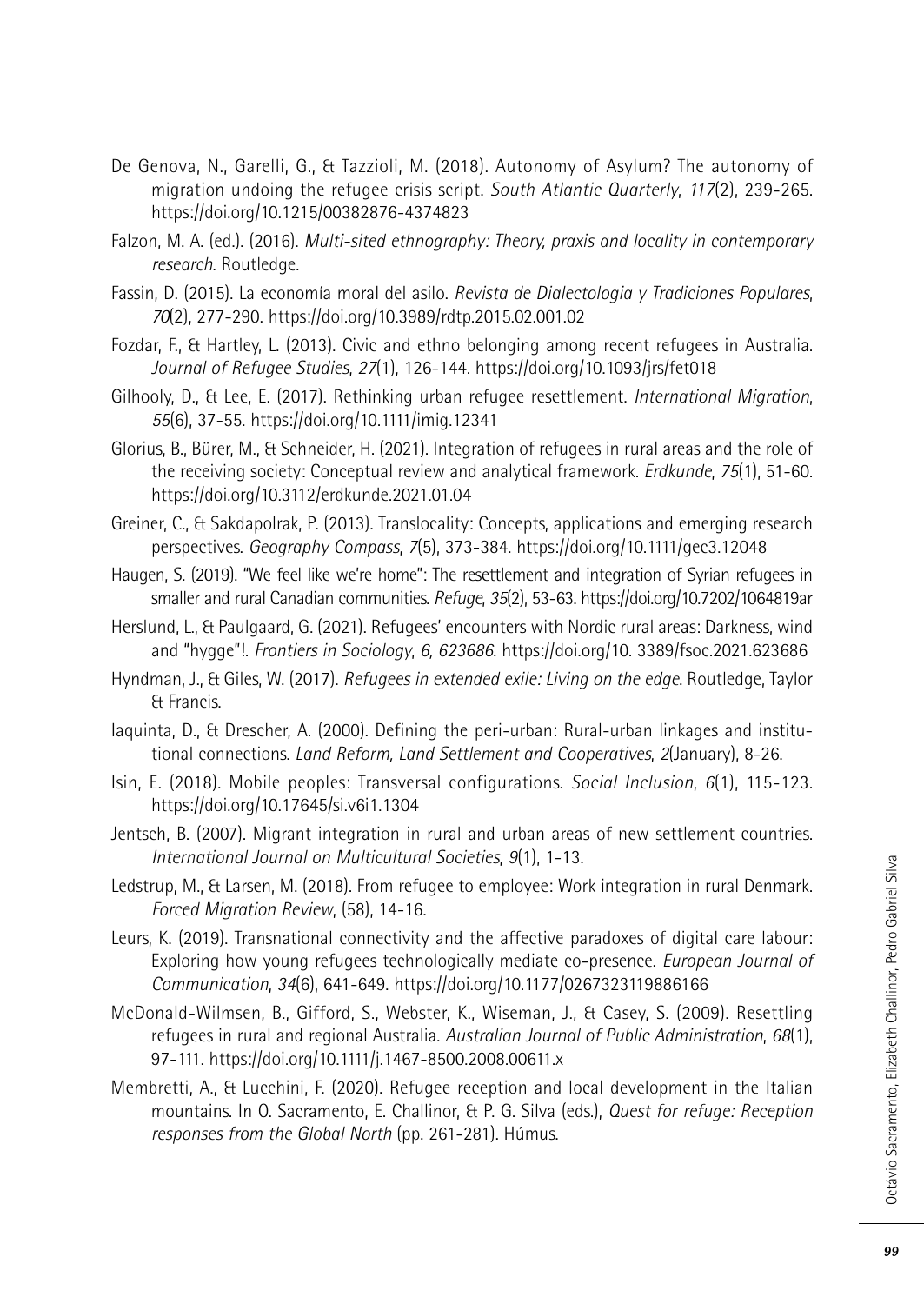De Genova, N., Garelli, G., & Tazzioli, M. (2018). Autonomy of Asylum? The autonomy of migration undoing the refugee crisis script. *South Atlantic Quarterly*, *117*(2), 239-265. https://doi.org/10.1215/00382876-4374823

Falzon, M. A. (ed.). (2016). *Multi-sited ethnography: Theory, praxis and locality in contemporary research*. Routledge.

Fassin, D. (2015). La economía moral del asilo. *Revista de Dialectologia y Tradiciones Populares*, *70*(2), 277-290. https://doi.org/10.3989/rdtp.2015.02.001.02

Fozdar, F., & Hartley, L. (2013). Civic and ethno belonging among recent refugees in Australia. *Journal of Refugee Studies*, *27*(1), 126-144. https://doi.org/10.1093/jrs/fet018

Gilhooly, D., & Lee, E. (2017). Rethinking urban refugee resettlement. *International Migration*, *55*(6), 37-55. https://doi.org/10.1111/imig.12341

Glorius, B., Bürer, M., & Schneider, H. (2021). Integration of refugees in rural areas and the role of the receiving society: Conceptual review and analytical framework. *Erdkunde*, *75*(1), 51-60. https://doi.org/10.3112/erdkunde.2021.01.04

Greiner, C., & Sakdapolrak, P. (2013). Translocality: Concepts, applications and emerging research perspectives. *Geography Compass*, *7*(5), 373-384. https://doi.org/10.1111/gec3.12048

Haugen, S. (2019). "We feel like we're home": The resettlement and integration of Syrian refugees in smaller and rural Canadian communities. *Refuge*, *35*(2), 53-63. https://doi.org/10.7202/1064819ar

Herslund, L., & Paulgaard, G. (2021). Refugees' encounters with Nordic rural areas: Darkness, wind and "hygge"!. *Frontiers in Sociology*, *6, 623686*. https://doi.org/10. 3389/fsoc.2021.623686

Hyndman, J., & Giles, W. (2017). *Refugees in extended exile: Living on the edge*. Routledge, Taylor & Francis.

Iaquinta, D., & Drescher, A. (2000). Defining the peri-urban: Rural-urban linkages and institutional connections. *Land Reform, Land Settlement and Cooperatives*, *2*(January), 8-26.

Isin, E. (2018). Mobile peoples: Transversal configurations. *Social Inclusion*, *6*(1), 115-123. https://doi.org/10.17645/si.v6i1.1304

Jentsch, B. (2007). Migrant integration in rural and urban areas of new settlement countries. *International Journal on Multicultural Societies*, *9*(1), 1-13.

Ledstrup, M., & Larsen, M. (2018). From refugee to employee: Work integration in rural Denmark. *Forced Migration Review*, (58), 14-16.

Leurs, K. (2019). Transnational connectivity and the affective paradoxes of digital care labour: Exploring how young refugees technologically mediate co-presence. *European Journal of Communication*, *34*(6), 641-649. https://doi.org/10.1177/0267323119886166

McDonald-Wilmsen, B., Gifford, S., Webster, K., Wiseman, J., & Casey, S. (2009). Resettling refugees in rural and regional Australia. *Australian Journal of Public Administration*, *68*(1), 97-111. https://doi.org/10.1111/j.1467-8500.2008.00611.x

Membretti, A., & Lucchini, F. (2020). Refugee reception and local development in the Italian mountains. In O. Sacramento, E. Challinor, & P. G. Silva (eds.), *Quest for refuge: Reception responses from the Global North* (pp. 261-281). Húmus.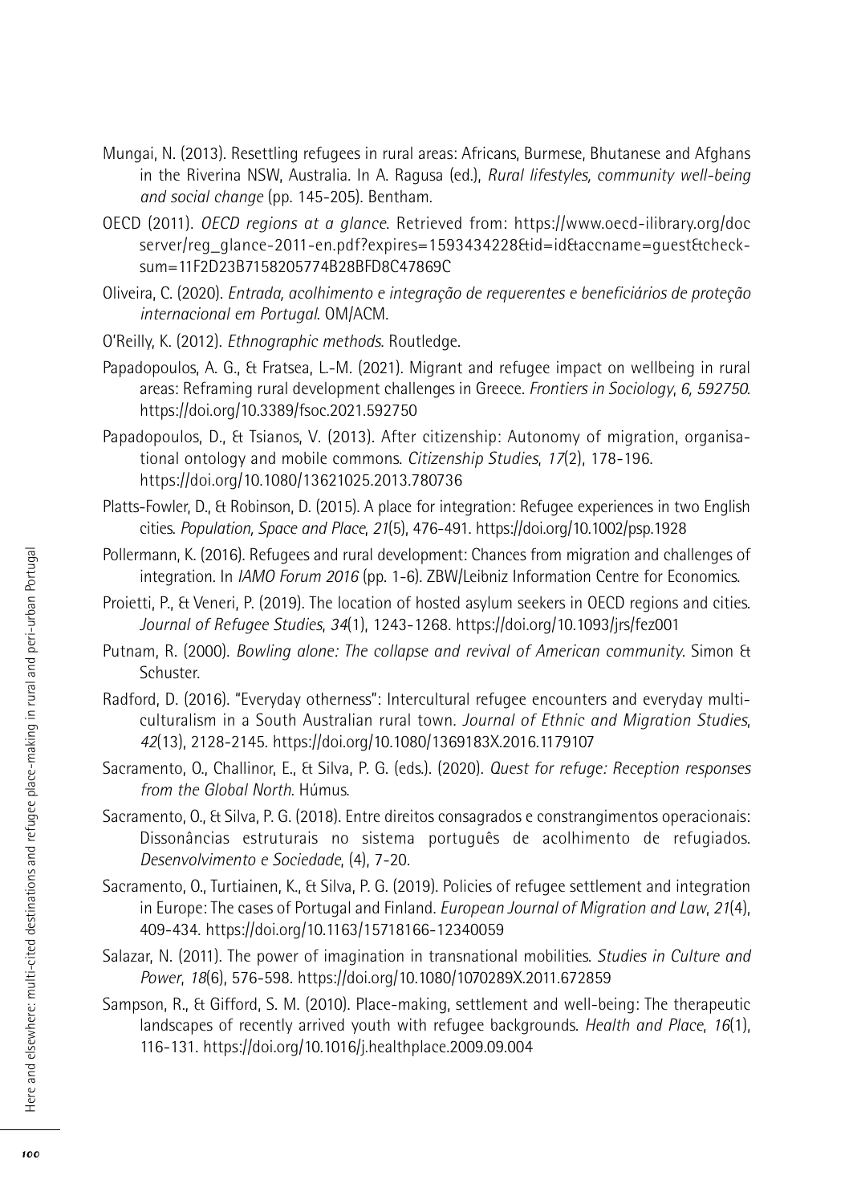Mungai, N. (2013). Resettling refugees in rural areas: Africans, Burmese, Bhutanese and Afghans in the Riverina NSW, Australia. In A. Ragusa (ed.), *Rural lifestyles, community well-being and social change* (pp. 145-205). Bentham.

OECD (2011). *OECD regions at a glance*. Retrieved from: https://www.oecd-ilibrary.org/docserver/reg_glance-2011-en.pdf?expires=1593434228&id=id&accname=guest&checksum=11F2D23B7158205774B28BFD8C47869C

Oliveira, C. (2020). *Entrada, acolhimento e integração de requerentes e beneficiários de proteção internacional em Portugal*. OM/ACM.

O'Reilly, K. (2012). *Ethnographic methods*. Routledge.

Papadopoulos, A. G., & Fratsea, L.-M. (2021). Migrant and refugee impact on wellbeing in rural areas: Reframing rural development challenges in Greece. *Frontiers in Sociology*, *6, 592750*. https://doi.org/10.3389/fsoc.2021.592750

Papadopoulos, D., & Tsianos, V. (2013). After citizenship: Autonomy of migration, organisational ontology and mobile commons. *Citizenship Studies*, *17*(2), 178-196. https://doi.org/10.1080/13621025.2013.780736

Platts-Fowler, D., & Robinson, D. (2015). A place for integration: Refugee experiences in two English cities. *Population, Space and Place*, *21*(5), 476-491. https://doi.org/10.1002/psp.1928

Pollermann, K. (2016). Refugees and rural development: Chances from migration and challenges of integration. In *IAMO Forum 2016* (pp. 1-6). ZBW/Leibniz Information Centre for Economics.

Proietti, P., & Veneri, P. (2019). The location of hosted asylum seekers in OECD regions and cities. *Journal of Refugee Studies*, *34*(1), 1243-1268. https://doi.org/10.1093/jrs/fez001

Putnam, R. (2000). *Bowling alone: The collapse and revival of American community*. Simon & Schuster.

Radford, D. (2016). "Everyday otherness": Intercultural refugee encounters and everyday multiculturalism in a South Australian rural town. *Journal of Ethnic and Migration Studies*, *42*(13), 2128-2145. https://doi.org/10.1080/1369183X.2016.1179107

Sacramento, O., Challinor, E., & Silva, P. G. (eds.). (2020). *Quest for refuge: Reception responses from the Global North*. Húmus.

Sacramento, O., & Silva, P. G. (2018). Entre direitos consagrados e constrangimentos operacionais: Dissonâncias estruturais no sistema português de acolhimento de refugiados. *Desenvolvimento e Sociedade*, (4), 7-20.

Sacramento, O., Turtiainen, K., & Silva, P. G. (2019). Policies of refugee settlement and integration in Europe: The cases of Portugal and Finland. *European Journal of Migration and Law*, *21*(4), 409-434. https://doi.org/10.1163/15718166-12340059

Salazar, N. (2011). The power of imagination in transnational mobilities. *Studies in Culture and Power*, *18*(6), 576-598. https://doi.org/10.1080/1070289X.2011.672859

Sampson, R., & Gifford, S. M. (2010). Place-making, settlement and well-being: The therapeutic landscapes of recently arrived youth with refugee backgrounds. *Health and Place*, *16*(1), 116-131. https://doi.org/10.1016/j.healthplace.2009.09.004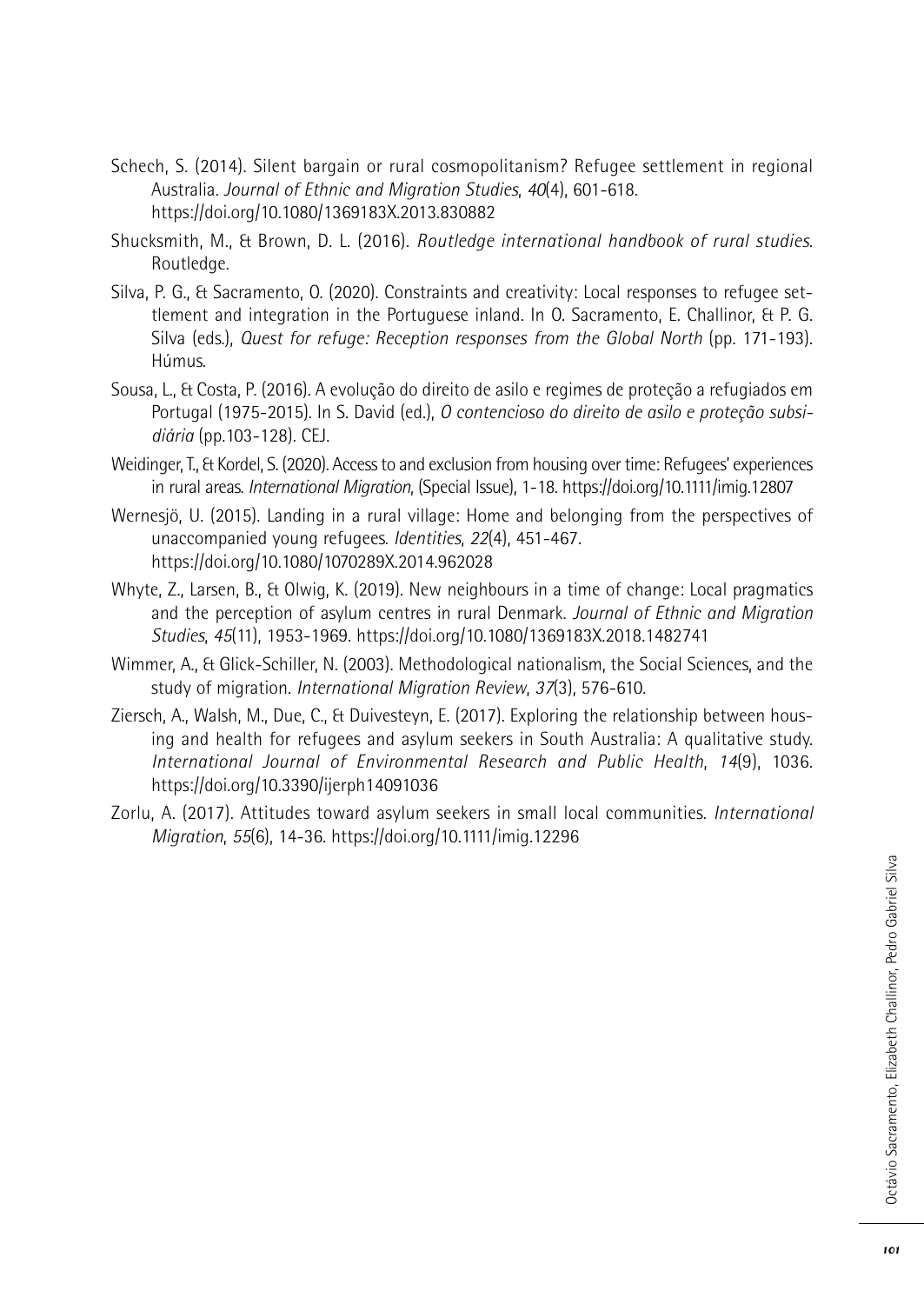Schech, S. (2014). Silent bargain or rural cosmopolitanism? Refugee settlement in regional Australia. *Journal of Ethnic and Migration Studies*, *40*(4), 601-618. https://doi.org/10.1080/1369183X.2013.830882

Shucksmith, M., & Brown, D. L. (2016). *Routledge international handbook of rural studies*. Routledge.

Silva, P. G., & Sacramento, O. (2020). Constraints and creativity: Local responses to refugee settlement and integration in the Portuguese inland. In O. Sacramento, E. Challinor, & P. G. Silva (eds.), *Quest for refuge: Reception responses from the Global North* (pp. 171-193). Húmus.

Sousa, L., & Costa, P. (2016). A evolução do direito de asilo e regimes de proteção a refugiados em Portugal (1975-2015). In S. David (ed.), *O contencioso do direito de asilo e proteção subsidiária* (pp.103-128). CEJ.

Weidinger, T., & Kordel, S. (2020). Access to and exclusion from housing over time: Refugees' experiences in rural areas. *International Migration*, (Special Issue), 1-18. https://doi.org/10.1111/imig.12807

Wernesjö, U. (2015). Landing in a rural village: Home and belonging from the perspectives of unaccompanied young refugees. *Identities*, *22*(4), 451-467. https://doi.org/10.1080/1070289X.2014.962028

Whyte, Z., Larsen, B., & Olwig, K. (2019). New neighbours in a time of change: Local pragmatics and the perception of asylum centres in rural Denmark. *Journal of Ethnic and Migration Studies*, *45*(11), 1953-1969. https://doi.org/10.1080/1369183X.2018.1482741

Wimmer, A., & Glick-Schiller, N. (2003). Methodological nationalism, the Social Sciences, and the study of migration. *International Migration Review*, *37*(3), 576-610.

Ziersch, A., Walsh, M., Due, C., & Duivesteyn, E. (2017). Exploring the relationship between housing and health for refugees and asylum seekers in South Australia: A qualitative study. *International Journal of Environmental Research and Public Health*, *14*(9), 1036. https://doi.org/10.3390/ijerph14091036

Zorlu, A. (2017). Attitudes toward asylum seekers in small local communities. *International Migration*, *55*(6), 14-36. https://doi.org/10.1111/imig.12296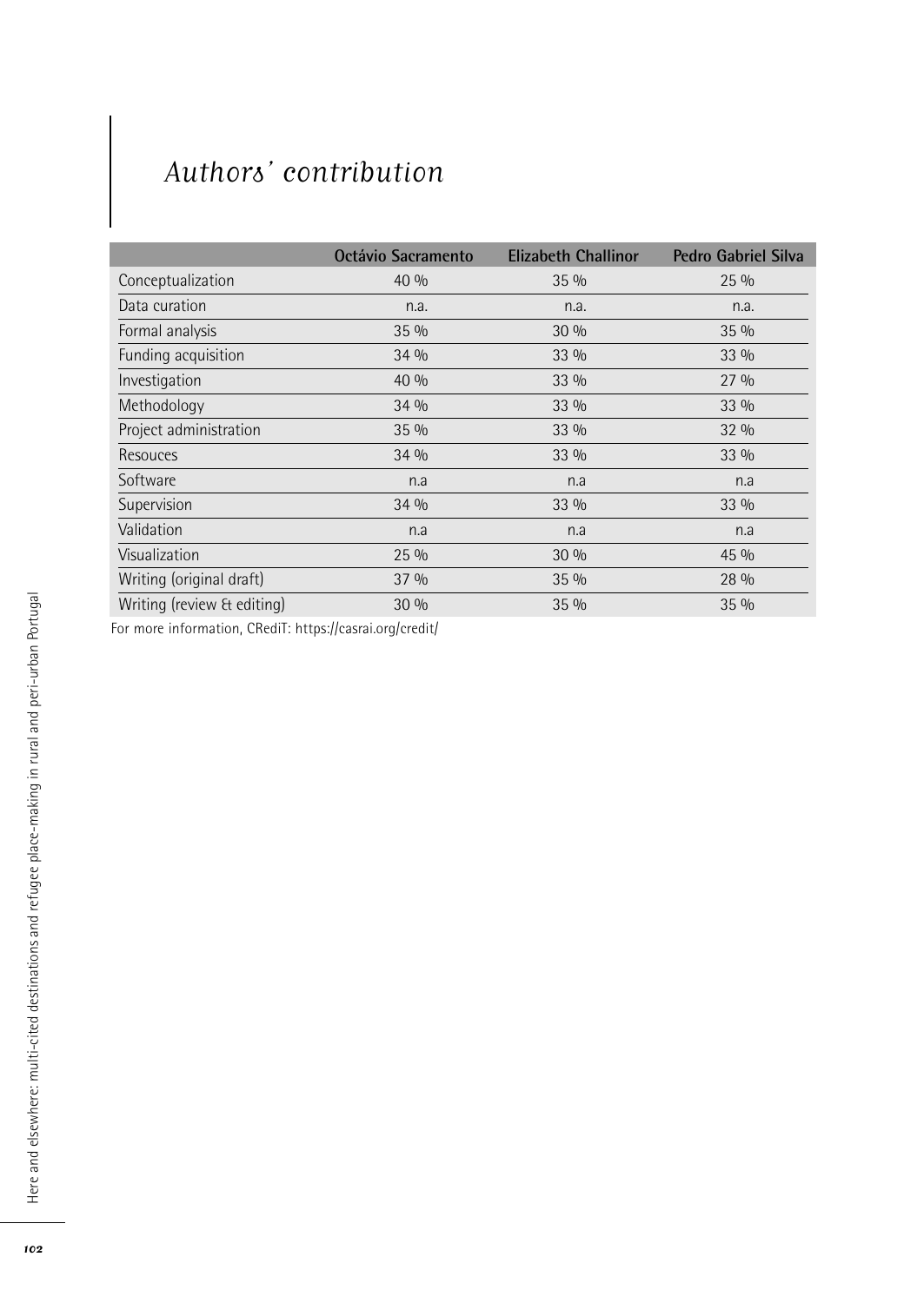# *Authors' contribution*

| | Octávio Sacramento | Elizabeth Challinor | Pedro Gabriel Silva |
|---|---|---|---|
| Conceptualization | 40 % | 35 % | 25 % |
| Data curation | n.a. | n.a. | n.a. |
| Formal analysis | 35 % | 30 % | 35 % |
| Funding acquisition | 34 % | 33 % | 33 % |
| Investigation | 40 % | 33 % | 27 % |
| Methodology | 34 % | 33 % | 33 % |
| Project administration | 35 % | 33 % | 32 % |
| Resouces | 34 % | 33 % | 33 % |
| Software | n.a | n.a | n.a |
| Supervision | 34 % | 33 % | 33 % |
| Validation | n.a | n.a | n.a |
| Visualization | 25 % | 30 % | 45 % |
| Writing (original draft) | 37 % | 35 % | 28 % |
| Writing (review & editing) | 30 % | 35 % | 35 % |

For more information, CRediT: https://casrai.org/credit/